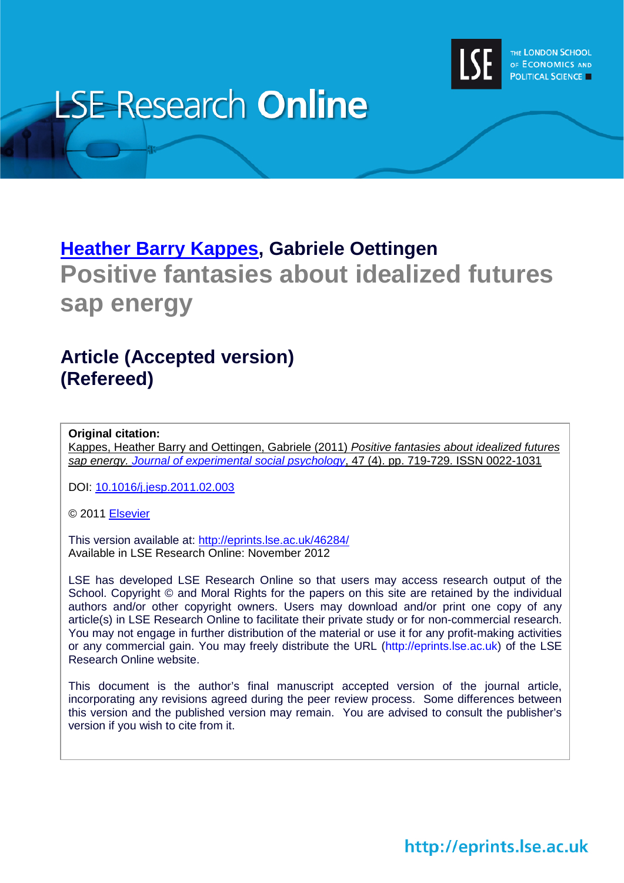LSE Research **Online**

THE LONDON SCHOOL OF ECONOMICS AND POLITICAL SCIENCE

**Heather Barry Kappes, Gabriele Oettingen**

# Positive fantasies about idealized futures sap energy

## Article (Accepted version) (Refereed)

**Original citation:**
Kappes, Heather Barry and Oettingen, Gabriele (2011) *Positive fantasies about idealized futures sap energy. Journal of experimental social psychology*, 47 (4). pp. 719-729. ISSN 0022-1031

DOI: 10.1016/j.jesp.2011.02.003

© 2011 Elsevier

This version available at: http://eprints.lse.ac.uk/46284/
Available in LSE Research Online: November 2012

LSE has developed LSE Research Online so that users may access research output of the School. Copyright © and Moral Rights for the papers on this site are retained by the individual authors and/or other copyright owners. Users may download and/or print one copy of any article(s) in LSE Research Online to facilitate their private study or for non-commercial research. You may not engage in further distribution of the material or use it for any profit-making activities or any commercial gain. You may freely distribute the URL (http://eprints.lse.ac.uk) of the LSE Research Online website.

This document is the author's final manuscript accepted version of the journal article, incorporating any revisions agreed during the peer review process. Some differences between this version and the published version may remain. You are advised to consult the publisher's version if you wish to cite from it.

http://eprints.lse.ac.uk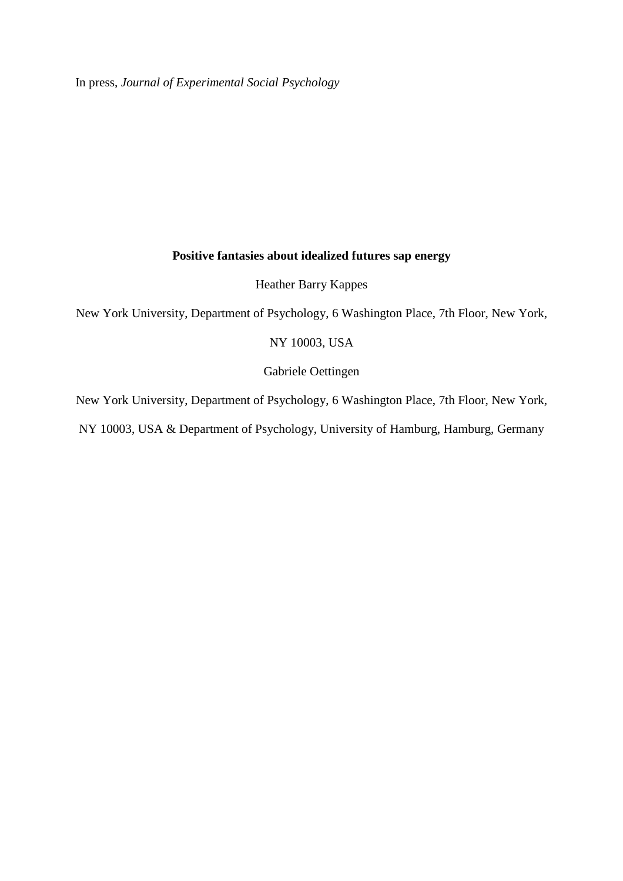In press, *Journal of Experimental Social Psychology*

**Positive fantasies about idealized futures sap energy**

Heather Barry Kappes

New York University, Department of Psychology, 6 Washington Place, 7th Floor, New York, NY 10003, USA

Gabriele Oettingen

New York University, Department of Psychology, 6 Washington Place, 7th Floor, New York, NY 10003, USA & Department of Psychology, University of Hamburg, Hamburg, Germany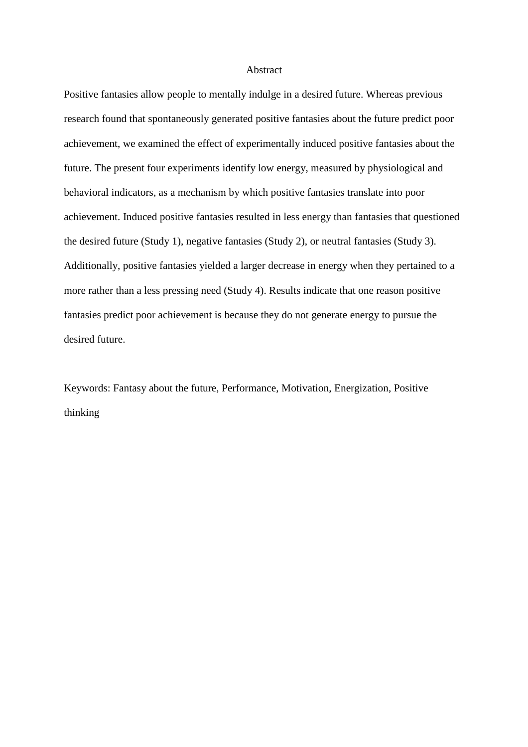## Abstract

Positive fantasies allow people to mentally indulge in a desired future. Whereas previous research found that spontaneously generated positive fantasies about the future predict poor achievement, we examined the effect of experimentally induced positive fantasies about the future. The present four experiments identify low energy, measured by physiological and behavioral indicators, as a mechanism by which positive fantasies translate into poor achievement. Induced positive fantasies resulted in less energy than fantasies that questioned the desired future (Study 1), negative fantasies (Study 2), or neutral fantasies (Study 3). Additionally, positive fantasies yielded a larger decrease in energy when they pertained to a more rather than a less pressing need (Study 4). Results indicate that one reason positive fantasies predict poor achievement is because they do not generate energy to pursue the desired future.

Keywords: Fantasy about the future, Performance, Motivation, Energization, Positive thinking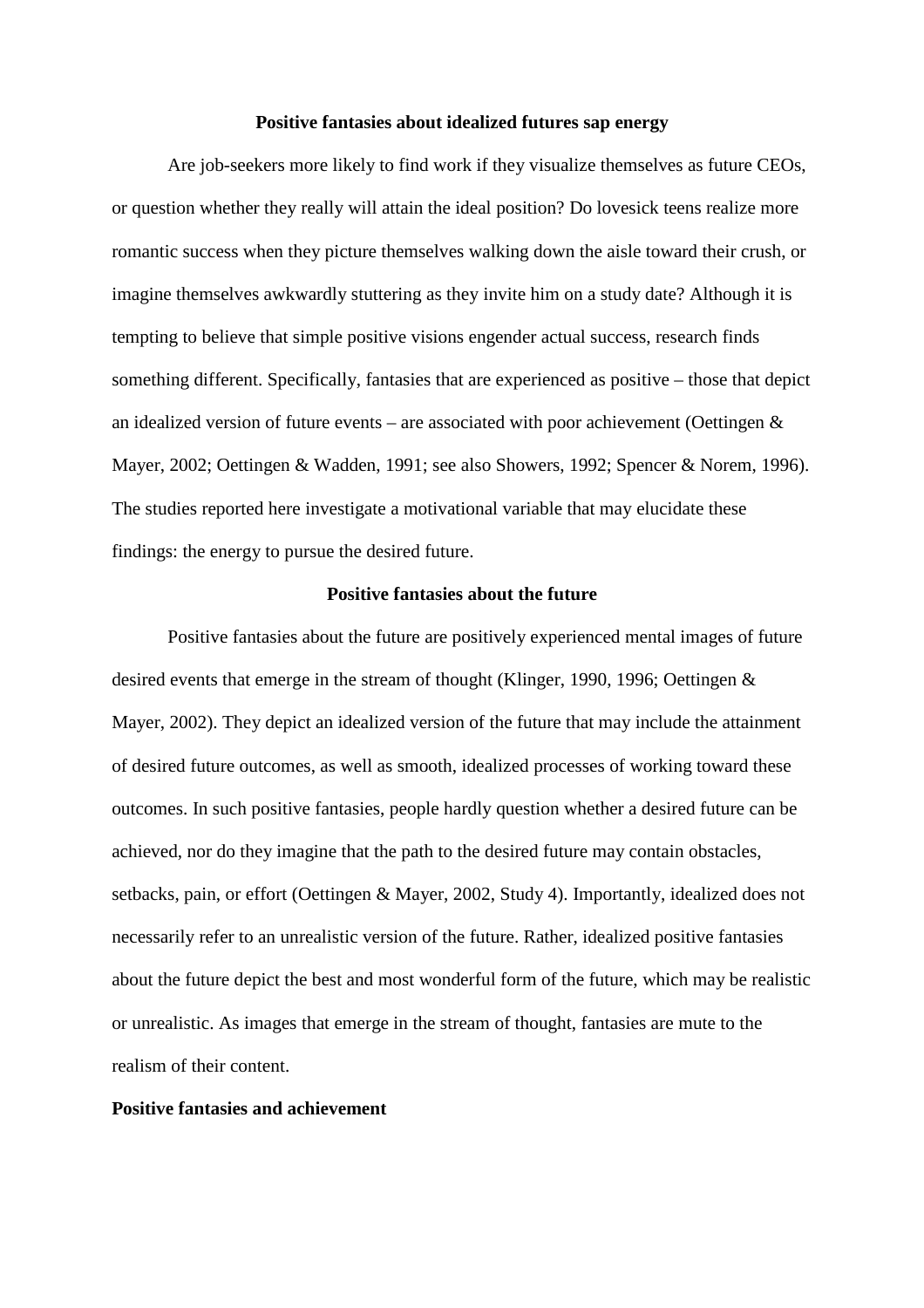## Positive fantasies about idealized futures sap energy

Are job-seekers more likely to find work if they visualize themselves as future CEOs, or question whether they really will attain the ideal position? Do lovesick teens realize more romantic success when they picture themselves walking down the aisle toward their crush, or imagine themselves awkwardly stuttering as they invite him on a study date? Although it is tempting to believe that simple positive visions engender actual success, research finds something different. Specifically, fantasies that are experienced as positive – those that depict an idealized version of future events – are associated with poor achievement (Oettingen & Mayer, 2002; Oettingen & Wadden, 1991; see also Showers, 1992; Spencer & Norem, 1996). The studies reported here investigate a motivational variable that may elucidate these findings: the energy to pursue the desired future.

## Positive fantasies about the future

Positive fantasies about the future are positively experienced mental images of future desired events that emerge in the stream of thought (Klinger, 1990, 1996; Oettingen & Mayer, 2002). They depict an idealized version of the future that may include the attainment of desired future outcomes, as well as smooth, idealized processes of working toward these outcomes. In such positive fantasies, people hardly question whether a desired future can be achieved, nor do they imagine that the path to the desired future may contain obstacles, setbacks, pain, or effort (Oettingen & Mayer, 2002, Study 4). Importantly, idealized does not necessarily refer to an unrealistic version of the future. Rather, idealized positive fantasies about the future depict the best and most wonderful form of the future, which may be realistic or unrealistic. As images that emerge in the stream of thought, fantasies are mute to the realism of their content.

### Positive fantasies and achievement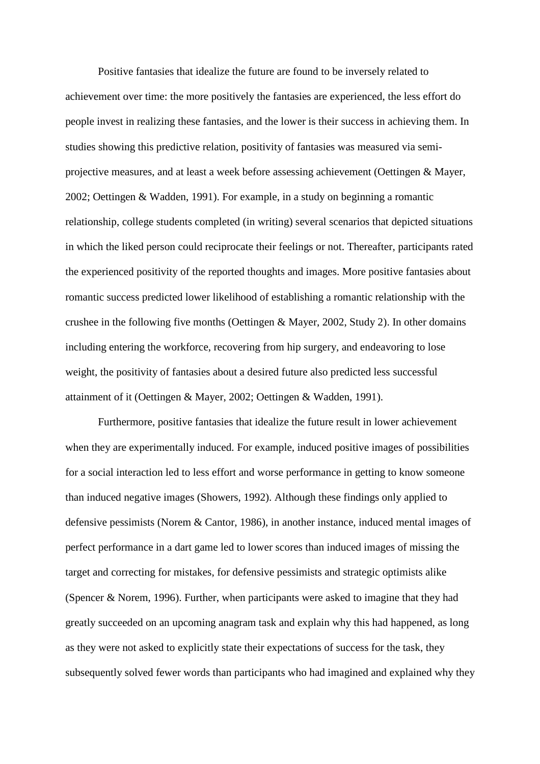Positive fantasies that idealize the future are found to be inversely related to achievement over time: the more positively the fantasies are experienced, the less effort do people invest in realizing these fantasies, and the lower is their success in achieving them. In studies showing this predictive relation, positivity of fantasies was measured via semi-projective measures, and at least a week before assessing achievement (Oettingen & Mayer, 2002; Oettingen & Wadden, 1991). For example, in a study on beginning a romantic relationship, college students completed (in writing) several scenarios that depicted situations in which the liked person could reciprocate their feelings or not. Thereafter, participants rated the experienced positivity of the reported thoughts and images. More positive fantasies about romantic success predicted lower likelihood of establishing a romantic relationship with the crushee in the following five months (Oettingen & Mayer, 2002, Study 2). In other domains including entering the workforce, recovering from hip surgery, and endeavoring to lose weight, the positivity of fantasies about a desired future also predicted less successful attainment of it (Oettingen & Mayer, 2002; Oettingen & Wadden, 1991).

Furthermore, positive fantasies that idealize the future result in lower achievement when they are experimentally induced. For example, induced positive images of possibilities for a social interaction led to less effort and worse performance in getting to know someone than induced negative images (Showers, 1992). Although these findings only applied to defensive pessimists (Norem & Cantor, 1986), in another instance, induced mental images of perfect performance in a dart game led to lower scores than induced images of missing the target and correcting for mistakes, for defensive pessimists and strategic optimists alike (Spencer & Norem, 1996). Further, when participants were asked to imagine that they had greatly succeeded on an upcoming anagram task and explain why this had happened, as long as they were not asked to explicitly state their expectations of success for the task, they subsequently solved fewer words than participants who had imagined and explained why they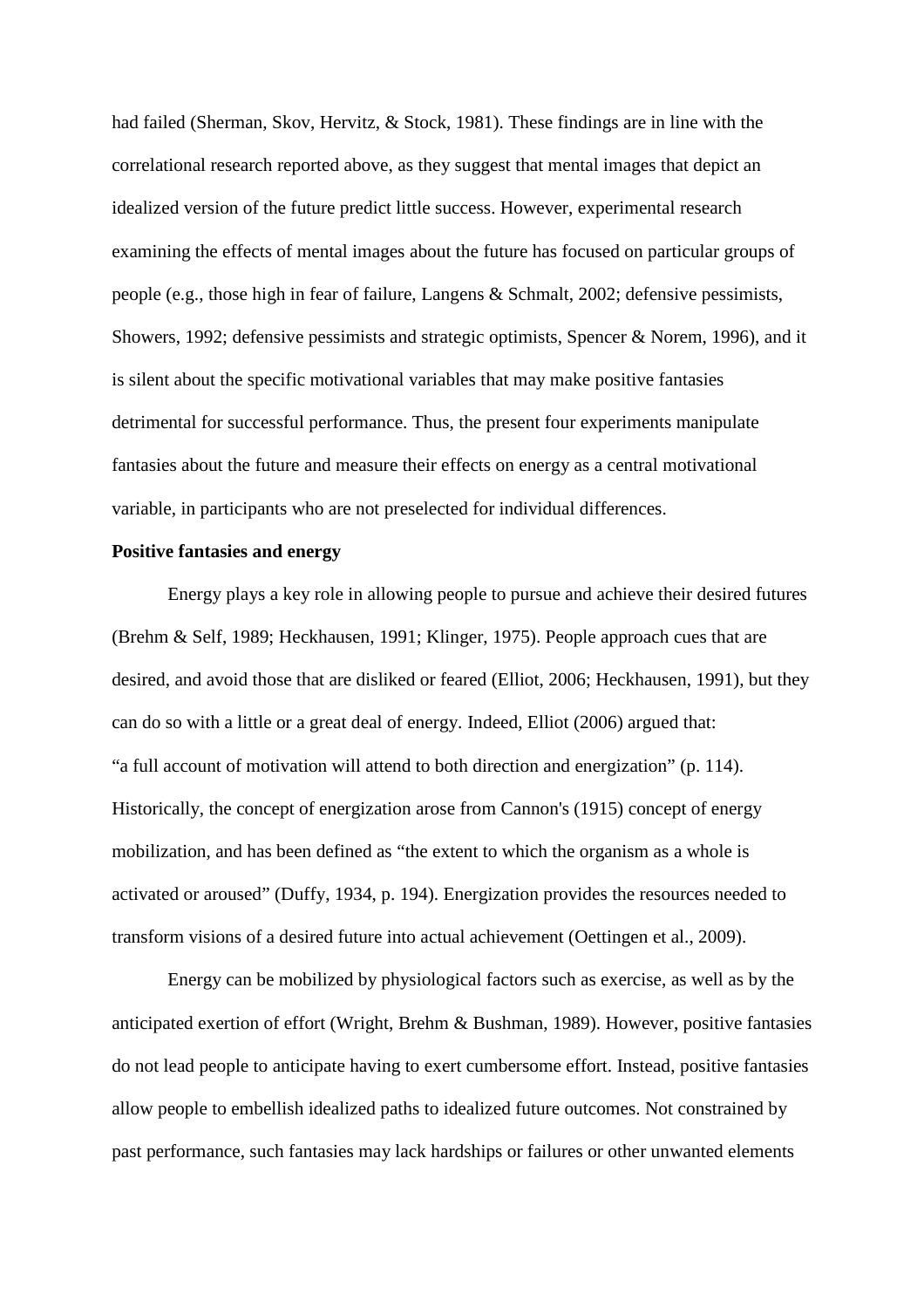had failed (Sherman, Skov, Hervitz, & Stock, 1981). These findings are in line with the correlational research reported above, as they suggest that mental images that depict an idealized version of the future predict little success. However, experimental research examining the effects of mental images about the future has focused on particular groups of people (e.g., those high in fear of failure, Langens & Schmalt, 2002; defensive pessimists, Showers, 1992; defensive pessimists and strategic optimists, Spencer & Norem, 1996), and it is silent about the specific motivational variables that may make positive fantasies detrimental for successful performance. Thus, the present four experiments manipulate fantasies about the future and measure their effects on energy as a central motivational variable, in participants who are not preselected for individual differences.

**Positive fantasies and energy**

Energy plays a key role in allowing people to pursue and achieve their desired futures (Brehm & Self, 1989; Heckhausen, 1991; Klinger, 1975). People approach cues that are desired, and avoid those that are disliked or feared (Elliot, 2006; Heckhausen, 1991), but they can do so with a little or a great deal of energy. Indeed, Elliot (2006) argued that: "a full account of motivation will attend to both direction and energization" (p. 114). Historically, the concept of energization arose from Cannon's (1915) concept of energy mobilization, and has been defined as "the extent to which the organism as a whole is activated or aroused" (Duffy, 1934, p. 194). Energization provides the resources needed to transform visions of a desired future into actual achievement (Oettingen et al., 2009).

Energy can be mobilized by physiological factors such as exercise, as well as by the anticipated exertion of effort (Wright, Brehm & Bushman, 1989). However, positive fantasies do not lead people to anticipate having to exert cumbersome effort. Instead, positive fantasies allow people to embellish idealized paths to idealized future outcomes. Not constrained by past performance, such fantasies may lack hardships or failures or other unwanted elements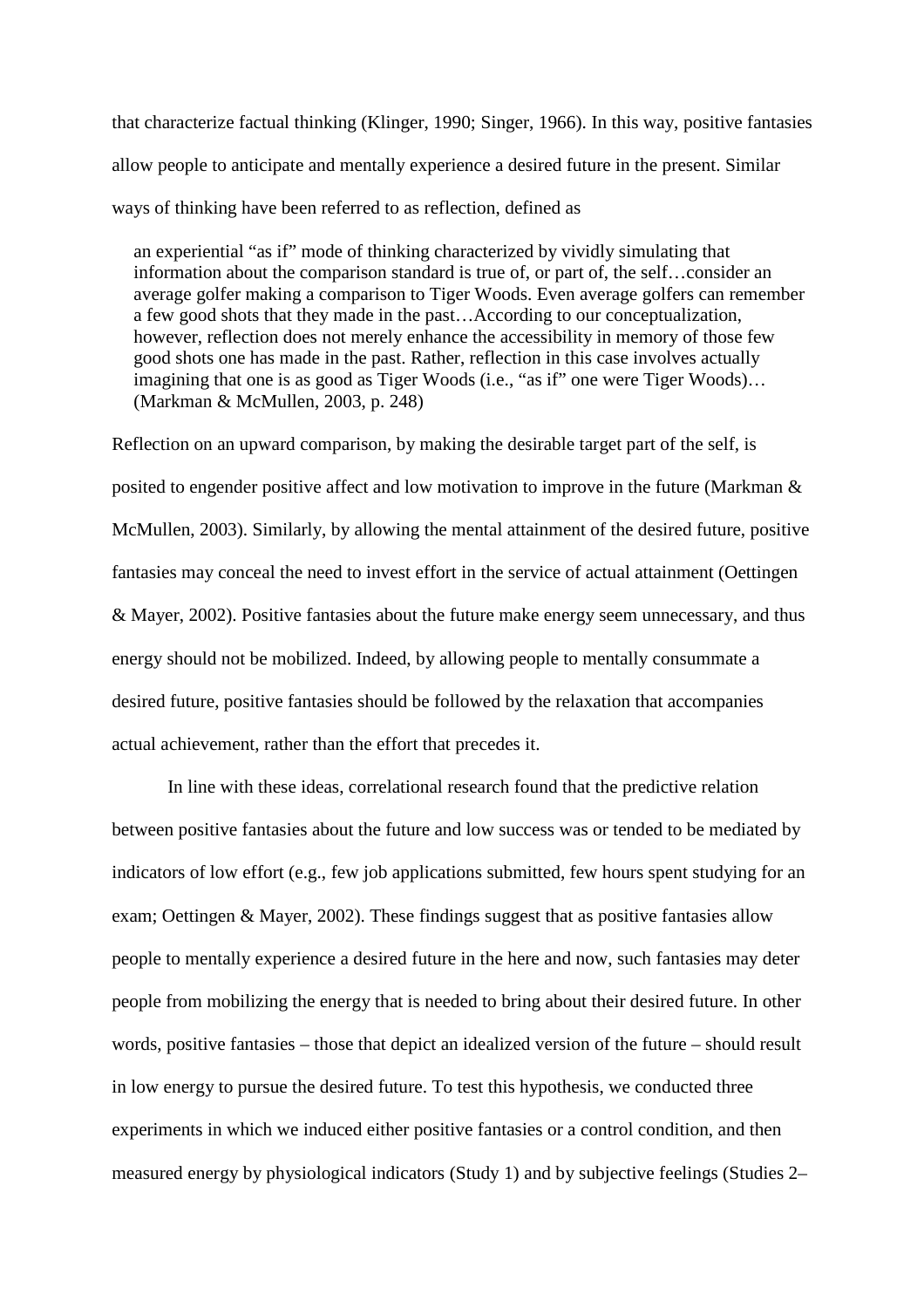that characterize factual thinking (Klinger, 1990; Singer, 1966). In this way, positive fantasies allow people to anticipate and mentally experience a desired future in the present. Similar ways of thinking have been referred to as reflection, defined as

> an experiential "as if" mode of thinking characterized by vividly simulating that information about the comparison standard is true of, or part of, the self…consider an average golfer making a comparison to Tiger Woods. Even average golfers can remember a few good shots that they made in the past…According to our conceptualization, however, reflection does not merely enhance the accessibility in memory of those few good shots one has made in the past. Rather, reflection in this case involves actually imagining that one is as good as Tiger Woods (i.e., "as if" one were Tiger Woods)… (Markman & McMullen, 2003, p. 248)

Reflection on an upward comparison, by making the desirable target part of the self, is posited to engender positive affect and low motivation to improve in the future (Markman & McMullen, 2003). Similarly, by allowing the mental attainment of the desired future, positive fantasies may conceal the need to invest effort in the service of actual attainment (Oettingen & Mayer, 2002). Positive fantasies about the future make energy seem unnecessary, and thus energy should not be mobilized. Indeed, by allowing people to mentally consummate a desired future, positive fantasies should be followed by the relaxation that accompanies actual achievement, rather than the effort that precedes it.

In line with these ideas, correlational research found that the predictive relation between positive fantasies about the future and low success was or tended to be mediated by indicators of low effort (e.g., few job applications submitted, few hours spent studying for an exam; Oettingen & Mayer, 2002). These findings suggest that as positive fantasies allow people to mentally experience a desired future in the here and now, such fantasies may deter people from mobilizing the energy that is needed to bring about their desired future. In other words, positive fantasies – those that depict an idealized version of the future – should result in low energy to pursue the desired future. To test this hypothesis, we conducted three experiments in which we induced either positive fantasies or a control condition, and then measured energy by physiological indicators (Study 1) and by subjective feelings (Studies 2–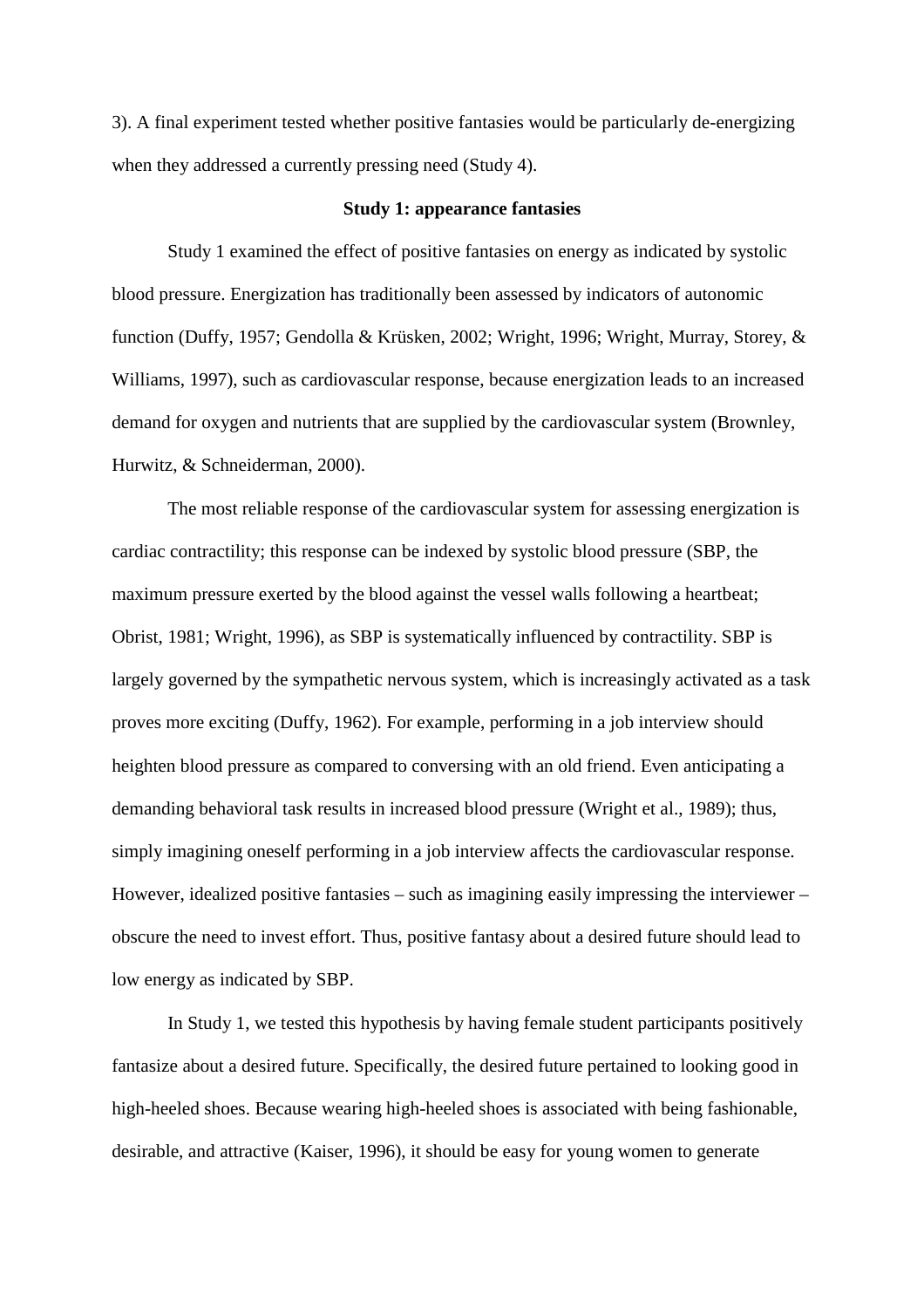3). A final experiment tested whether positive fantasies would be particularly de-energizing when they addressed a currently pressing need (Study 4).

### Study 1: appearance fantasies

Study 1 examined the effect of positive fantasies on energy as indicated by systolic blood pressure. Energization has traditionally been assessed by indicators of autonomic function (Duffy, 1957; Gendolla & Krüsken, 2002; Wright, 1996; Wright, Murray, Storey, & Williams, 1997), such as cardiovascular response, because energization leads to an increased demand for oxygen and nutrients that are supplied by the cardiovascular system (Brownley, Hurwitz, & Schneiderman, 2000).

The most reliable response of the cardiovascular system for assessing energization is cardiac contractility; this response can be indexed by systolic blood pressure (SBP, the maximum pressure exerted by the blood against the vessel walls following a heartbeat; Obrist, 1981; Wright, 1996), as SBP is systematically influenced by contractility. SBP is largely governed by the sympathetic nervous system, which is increasingly activated as a task proves more exciting (Duffy, 1962). For example, performing in a job interview should heighten blood pressure as compared to conversing with an old friend. Even anticipating a demanding behavioral task results in increased blood pressure (Wright et al., 1989); thus, simply imagining oneself performing in a job interview affects the cardiovascular response. However, idealized positive fantasies – such as imagining easily impressing the interviewer – obscure the need to invest effort. Thus, positive fantasy about a desired future should lead to low energy as indicated by SBP.

In Study 1, we tested this hypothesis by having female student participants positively fantasize about a desired future. Specifically, the desired future pertained to looking good in high-heeled shoes. Because wearing high-heeled shoes is associated with being fashionable, desirable, and attractive (Kaiser, 1996), it should be easy for young women to generate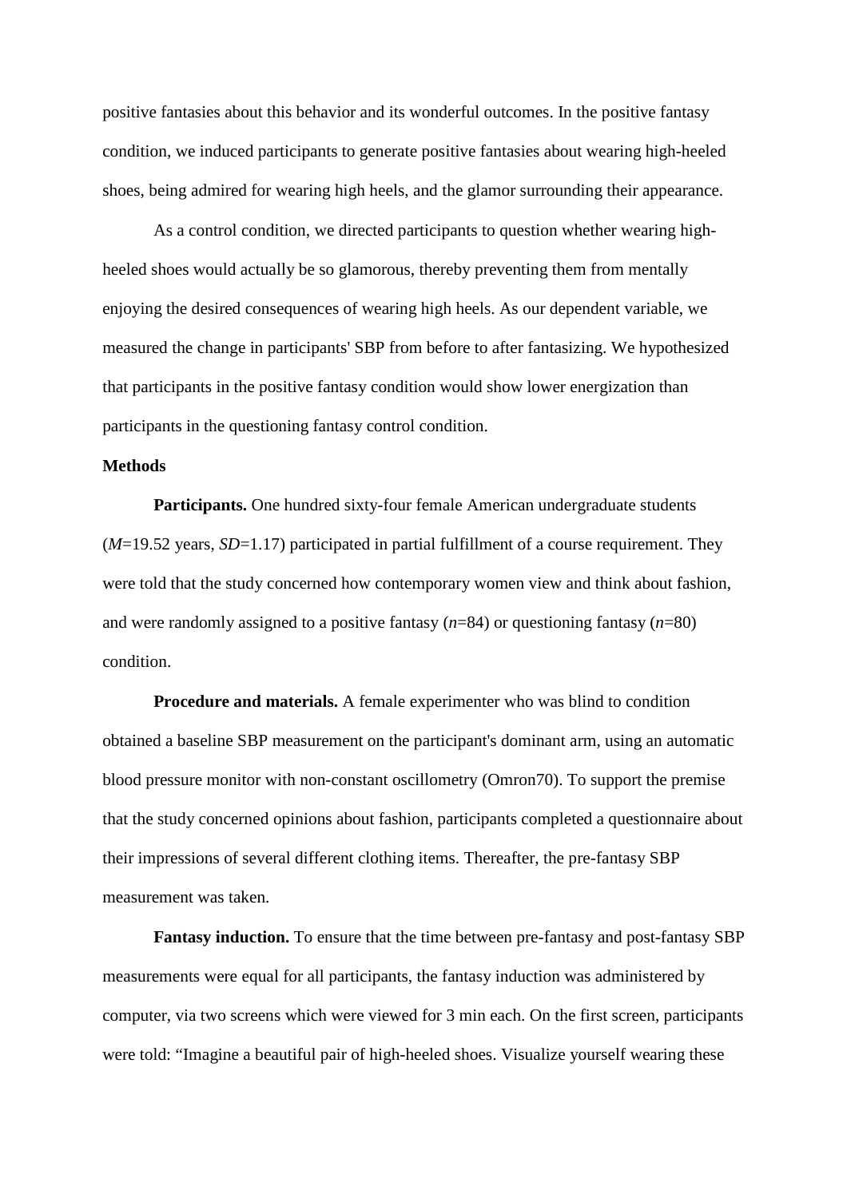positive fantasies about this behavior and its wonderful outcomes. In the positive fantasy condition, we induced participants to generate positive fantasies about wearing high-heeled shoes, being admired for wearing high heels, and the glamor surrounding their appearance.

As a control condition, we directed participants to question whether wearing high-heeled shoes would actually be so glamorous, thereby preventing them from mentally enjoying the desired consequences of wearing high heels. As our dependent variable, we measured the change in participants' SBP from before to after fantasizing. We hypothesized that participants in the positive fantasy condition would show lower energization than participants in the questioning fantasy control condition.

**Methods**

**Participants.** One hundred sixty-four female American undergraduate students (*M*=19.52 years, *SD*=1.17) participated in partial fulfillment of a course requirement. They were told that the study concerned how contemporary women view and think about fashion, and were randomly assigned to a positive fantasy (*n*=84) or questioning fantasy (*n*=80) condition.

**Procedure and materials.** A female experimenter who was blind to condition obtained a baseline SBP measurement on the participant's dominant arm, using an automatic blood pressure monitor with non-constant oscillometry (Omron70). To support the premise that the study concerned opinions about fashion, participants completed a questionnaire about their impressions of several different clothing items. Thereafter, the pre-fantasy SBP measurement was taken.

**Fantasy induction.** To ensure that the time between pre-fantasy and post-fantasy SBP measurements were equal for all participants, the fantasy induction was administered by computer, via two screens which were viewed for 3 min each. On the first screen, participants were told: "Imagine a beautiful pair of high-heeled shoes. Visualize yourself wearing these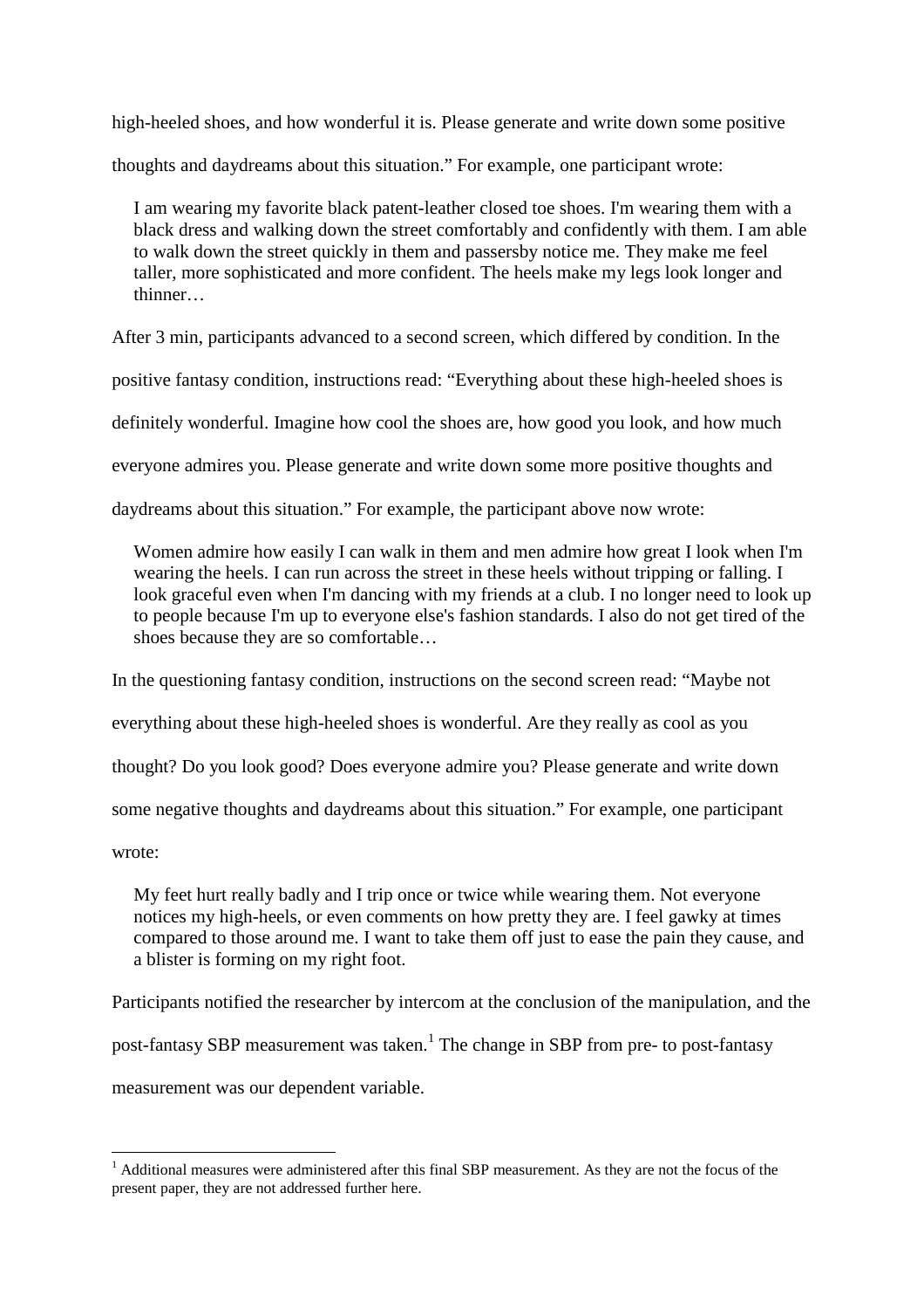high-heeled shoes, and how wonderful it is. Please generate and write down some positive thoughts and daydreams about this situation." For example, one participant wrote:

> I am wearing my favorite black patent-leather closed toe shoes. I'm wearing them with a black dress and walking down the street comfortably and confidently with them. I am able to walk down the street quickly in them and passersby notice me. They make me feel taller, more sophisticated and more confident. The heels make my legs look longer and thinner…

After 3 min, participants advanced to a second screen, which differed by condition. In the positive fantasy condition, instructions read: "Everything about these high-heeled shoes is definitely wonderful. Imagine how cool the shoes are, how good you look, and how much everyone admires you. Please generate and write down some more positive thoughts and daydreams about this situation." For example, the participant above now wrote:

> Women admire how easily I can walk in them and men admire how great I look when I'm wearing the heels. I can run across the street in these heels without tripping or falling. I look graceful even when I'm dancing with my friends at a club. I no longer need to look up to people because I'm up to everyone else's fashion standards. I also do not get tired of the shoes because they are so comfortable…

In the questioning fantasy condition, instructions on the second screen read: "Maybe not everything about these high-heeled shoes is wonderful. Are they really as cool as you thought? Do you look good? Does everyone admire you? Please generate and write down some negative thoughts and daydreams about this situation." For example, one participant wrote:

> My feet hurt really badly and I trip once or twice while wearing them. Not everyone notices my high-heels, or even comments on how pretty they are. I feel gawky at times compared to those around me. I want to take them off just to ease the pain they cause, and a blister is forming on my right foot.

Participants notified the researcher by intercom at the conclusion of the manipulation, and the post-fantasy SBP measurement was taken.[1] The change in SBP from pre- to post-fantasy measurement was our dependent variable.

[1] Additional measures were administered after this final SBP measurement. As they are not the focus of the present paper, they are not addressed further here.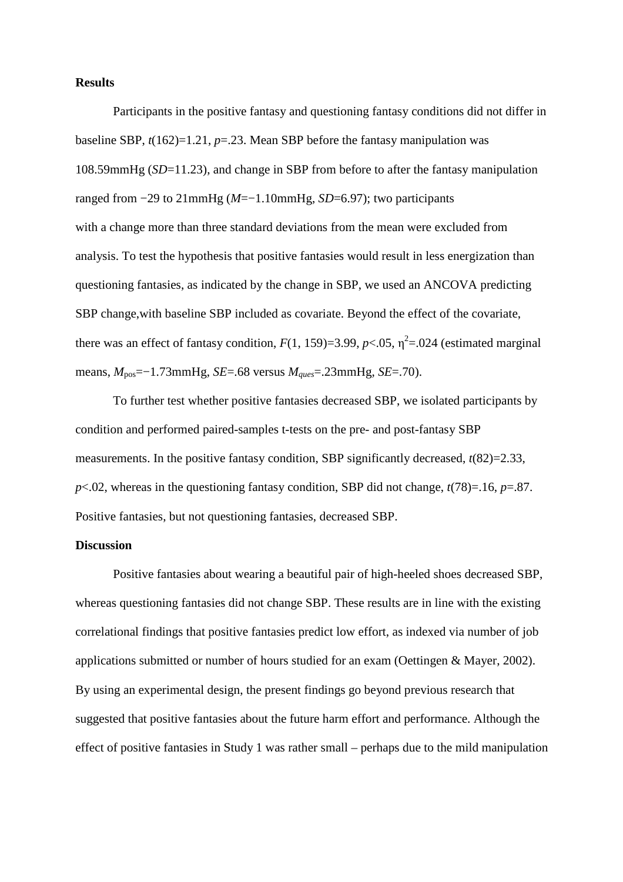**Results**

Participants in the positive fantasy and questioning fantasy conditions did not differ in baseline SBP, $t(162)=1.21$, $p=.23$. Mean SBP before the fantasy manipulation was 108.59mmHg ($SD=11.23$), and change in SBP from before to after the fantasy manipulation ranged from −29 to 21mmHg ($M=-1.10$mmHg, $SD=6.97$); two participants with a change more than three standard deviations from the mean were excluded from analysis. To test the hypothesis that positive fantasies would result in less energization than questioning fantasies, as indicated by the change in SBP, we used an ANCOVA predicting SBP change,with baseline SBP included as covariate. Beyond the effect of the covariate, there was an effect of fantasy condition, $F(1, 159)=3.99$, $p<.05$, $\eta^2=.024$ (estimated marginal means, $M_{pos}=-1.73$mmHg, $SE=.68$ versus $M_{ques}=.23$mmHg, $SE=.70$).

To further test whether positive fantasies decreased SBP, we isolated participants by condition and performed paired-samples t-tests on the pre- and post-fantasy SBP measurements. In the positive fantasy condition, SBP significantly decreased, $t(82)=2.33$, $p<.02$, whereas in the questioning fantasy condition, SBP did not change, $t(78)=.16$, $p=.87$. Positive fantasies, but not questioning fantasies, decreased SBP.

**Discussion**

Positive fantasies about wearing a beautiful pair of high-heeled shoes decreased SBP, whereas questioning fantasies did not change SBP. These results are in line with the existing correlational findings that positive fantasies predict low effort, as indexed via number of job applications submitted or number of hours studied for an exam (Oettingen & Mayer, 2002). By using an experimental design, the present findings go beyond previous research that suggested that positive fantasies about the future harm effort and performance. Although the effect of positive fantasies in Study 1 was rather small – perhaps due to the mild manipulation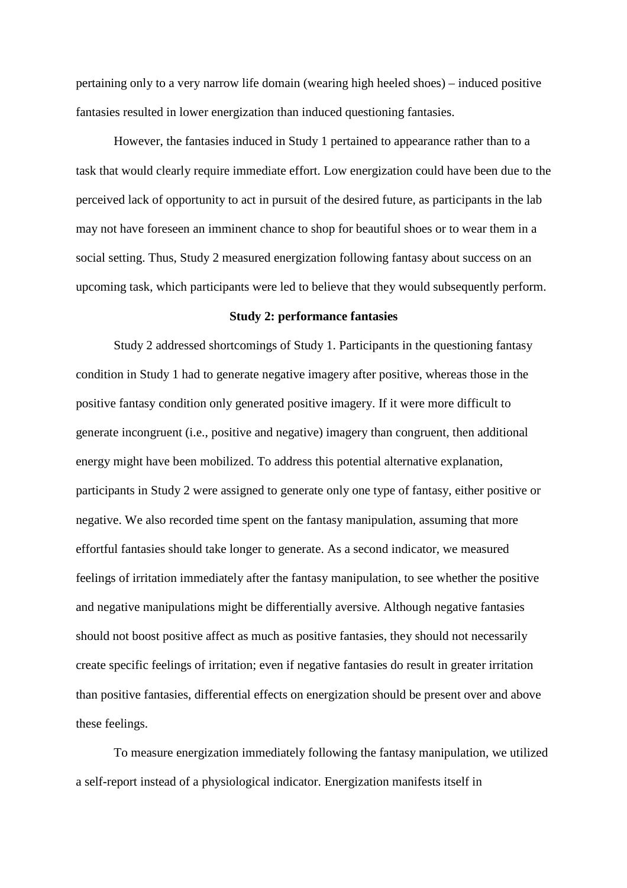pertaining only to a very narrow life domain (wearing high heeled shoes) – induced positive fantasies resulted in lower energization than induced questioning fantasies.

However, the fantasies induced in Study 1 pertained to appearance rather than to a task that would clearly require immediate effort. Low energization could have been due to the perceived lack of opportunity to act in pursuit of the desired future, as participants in the lab may not have foreseen an imminent chance to shop for beautiful shoes or to wear them in a social setting. Thus, Study 2 measured energization following fantasy about success on an upcoming task, which participants were led to believe that they would subsequently perform.

**Study 2: performance fantasies**

Study 2 addressed shortcomings of Study 1. Participants in the questioning fantasy condition in Study 1 had to generate negative imagery after positive, whereas those in the positive fantasy condition only generated positive imagery. If it were more difficult to generate incongruent (i.e., positive and negative) imagery than congruent, then additional energy might have been mobilized. To address this potential alternative explanation, participants in Study 2 were assigned to generate only one type of fantasy, either positive or negative. We also recorded time spent on the fantasy manipulation, assuming that more effortful fantasies should take longer to generate. As a second indicator, we measured feelings of irritation immediately after the fantasy manipulation, to see whether the positive and negative manipulations might be differentially aversive. Although negative fantasies should not boost positive affect as much as positive fantasies, they should not necessarily create specific feelings of irritation; even if negative fantasies do result in greater irritation than positive fantasies, differential effects on energization should be present over and above these feelings.

To measure energization immediately following the fantasy manipulation, we utilized a self-report instead of a physiological indicator. Energization manifests itself in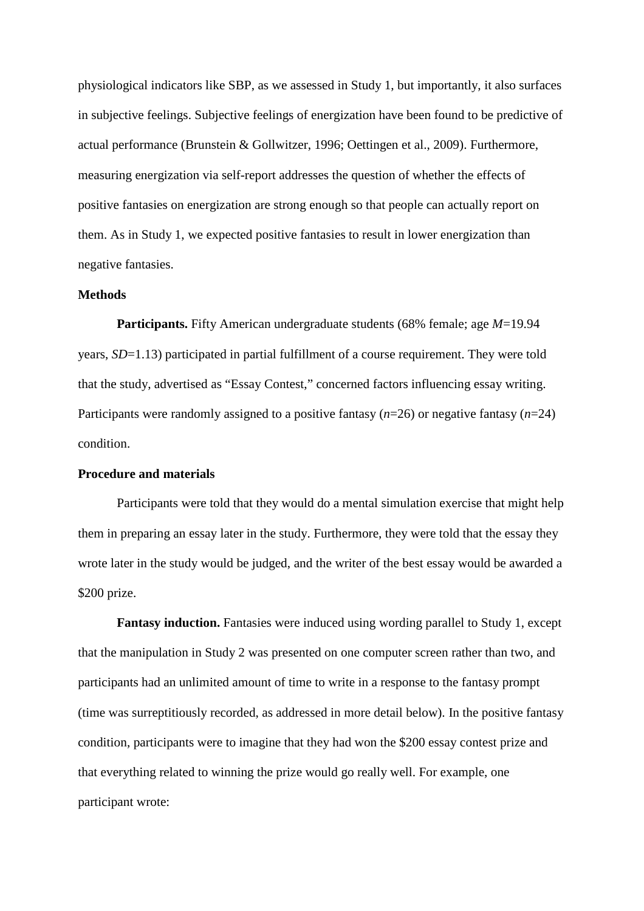physiological indicators like SBP, as we assessed in Study 1, but importantly, it also surfaces in subjective feelings. Subjective feelings of energization have been found to be predictive of actual performance (Brunstein & Gollwitzer, 1996; Oettingen et al., 2009). Furthermore, measuring energization via self-report addresses the question of whether the effects of positive fantasies on energization are strong enough so that people can actually report on them. As in Study 1, we expected positive fantasies to result in lower energization than negative fantasies.

## Methods

**Participants.** Fifty American undergraduate students (68% female; age *M*=19.94 years, *SD*=1.13) participated in partial fulfillment of a course requirement. They were told that the study, advertised as "Essay Contest," concerned factors influencing essay writing. Participants were randomly assigned to a positive fantasy (*n*=26) or negative fantasy (*n*=24) condition.

## Procedure and materials

Participants were told that they would do a mental simulation exercise that might help them in preparing an essay later in the study. Furthermore, they were told that the essay they wrote later in the study would be judged, and the writer of the best essay would be awarded a $200 prize.

**Fantasy induction.** Fantasies were induced using wording parallel to Study 1, except that the manipulation in Study 2 was presented on one computer screen rather than two, and participants had an unlimited amount of time to write in a response to the fantasy prompt (time was surreptitiously recorded, as addressed in more detail below). In the positive fantasy condition, participants were to imagine that they had won the $200 essay contest prize and that everything related to winning the prize would go really well. For example, one participant wrote: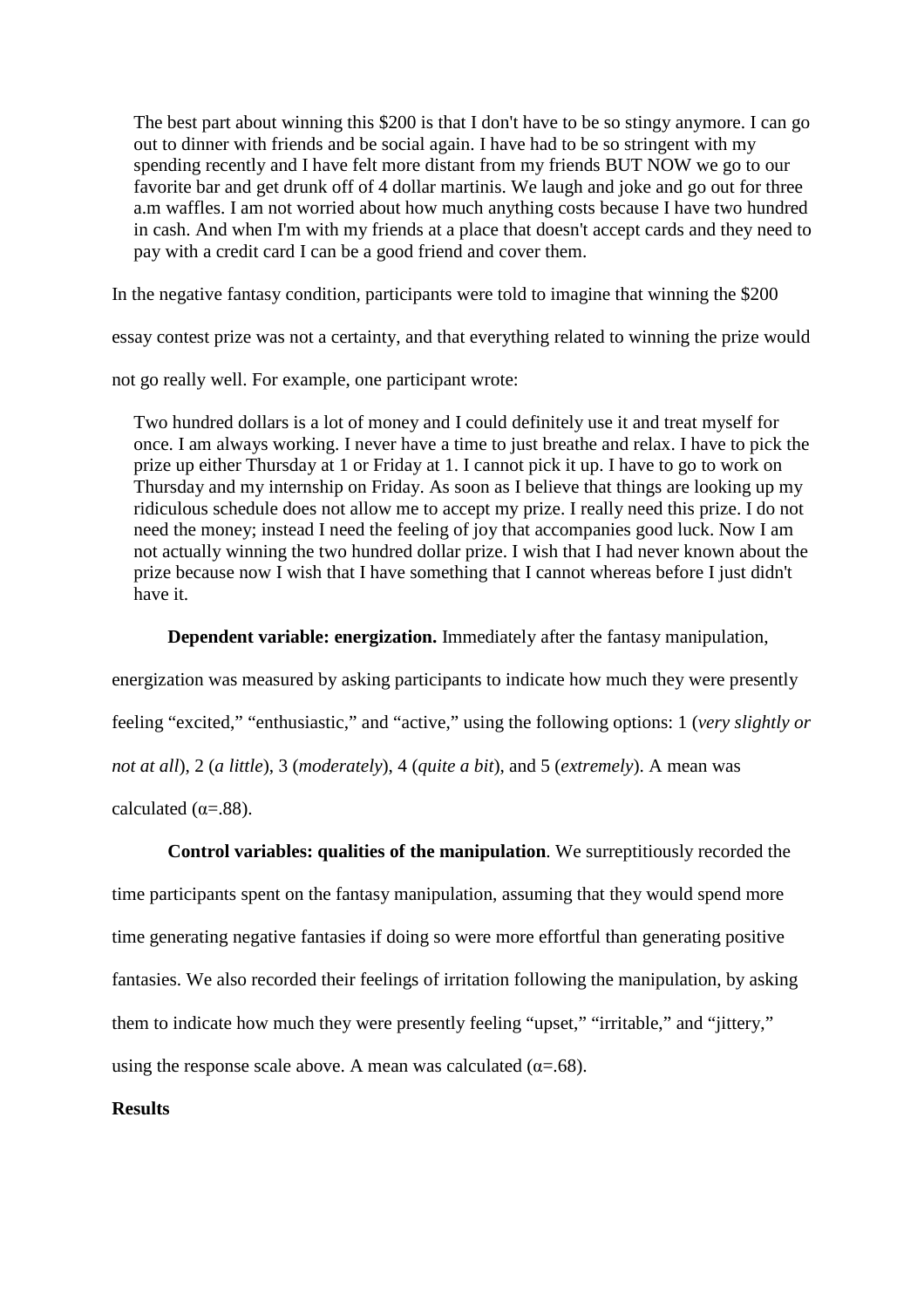> The best part about winning this $200 is that I don't have to be so stingy anymore. I can go out to dinner with friends and be social again. I have had to be so stringent with my spending recently and I have felt more distant from my friends BUT NOW we go to our favorite bar and get drunk off of 4 dollar martinis. We laugh and joke and go out for three a.m waffles. I am not worried about how much anything costs because I have two hundred in cash. And when I'm with my friends at a place that doesn't accept cards and they need to pay with a credit card I can be a good friend and cover them.

In the negative fantasy condition, participants were told to imagine that winning the $200 essay contest prize was not a certainty, and that everything related to winning the prize would not go really well. For example, one participant wrote:

> Two hundred dollars is a lot of money and I could definitely use it and treat myself for once. I am always working. I never have a time to just breathe and relax. I have to pick the prize up either Thursday at 1 or Friday at 1. I cannot pick it up. I have to go to work on Thursday and my internship on Friday. As soon as I believe that things are looking up my ridiculous schedule does not allow me to accept my prize. I really need this prize. I do not need the money; instead I need the feeling of joy that accompanies good luck. Now I am not actually winning the two hundred dollar prize. I wish that I had never known about the prize because now I wish that I have something that I cannot whereas before I just didn't have it.

**Dependent variable: energization.** Immediately after the fantasy manipulation, energization was measured by asking participants to indicate how much they were presently feeling "excited," "enthusiastic," and "active," using the following options: 1 (*very slightly or not at all*), 2 (*a little*), 3 (*moderately*), 4 (*quite a bit*), and 5 (*extremely*). A mean was calculated ($\alpha$=.88).

**Control variables: qualities of the manipulation**. We surreptitiously recorded the time participants spent on the fantasy manipulation, assuming that they would spend more time generating negative fantasies if doing so were more effortful than generating positive fantasies. We also recorded their feelings of irritation following the manipulation, by asking them to indicate how much they were presently feeling "upset," "irritable," and "jittery," using the response scale above. A mean was calculated ($\alpha$=.68).

## Results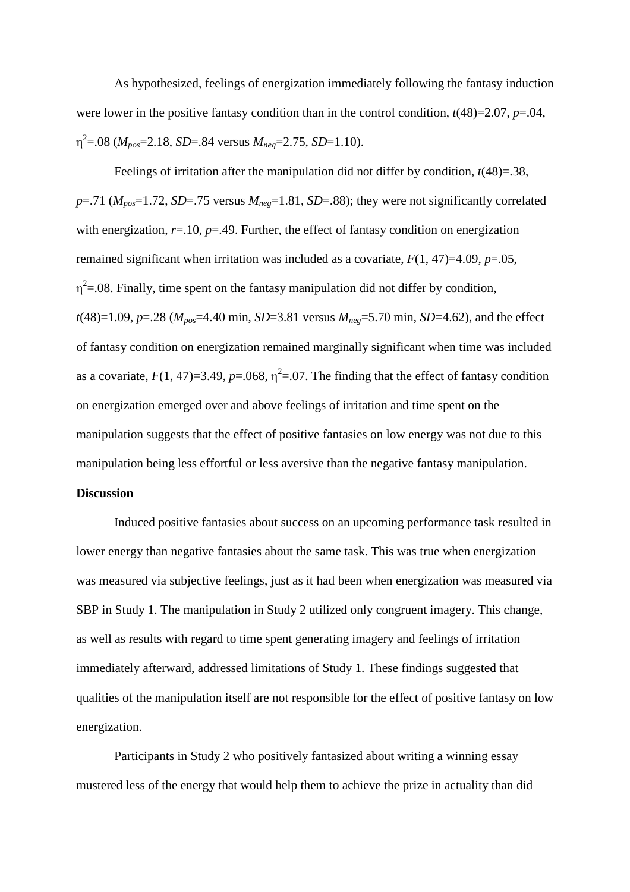As hypothesized, feelings of energization immediately following the fantasy induction were lower in the positive fantasy condition than in the control condition, $t(48)=2.07$, $p=.04$, $\eta^2=.08$ ($M_{pos}=2.18$, $SD=.84$ versus $M_{neg}=2.75$, $SD=1.10$).

Feelings of irritation after the manipulation did not differ by condition, $t(48)=.38$, $p=.71$ ($M_{pos}=1.72$, $SD=.75$ versus $M_{neg}=1.81$, $SD=.88$); they were not significantly correlated with energization, $r=.10$, $p=.49$. Further, the effect of fantasy condition on energization remained significant when irritation was included as a covariate, $F(1, 47)=4.09$, $p=.05$, $\eta^2=.08$. Finally, time spent on the fantasy manipulation did not differ by condition, $t(48)=1.09$, $p=.28$ ($M_{pos}=4.40$ min, $SD=3.81$ versus $M_{neg}=5.70$ min, $SD=4.62$), and the effect of fantasy condition on energization remained marginally significant when time was included as a covariate, $F(1, 47)=3.49$, $p=.068$, $\eta^2=.07$. The finding that the effect of fantasy condition on energization emerged over and above feelings of irritation and time spent on the manipulation suggests that the effect of positive fantasies on low energy was not due to this manipulation being less effortful or less aversive than the negative fantasy manipulation.

**Discussion**

Induced positive fantasies about success on an upcoming performance task resulted in lower energy than negative fantasies about the same task. This was true when energization was measured via subjective feelings, just as it had been when energization was measured via SBP in Study 1. The manipulation in Study 2 utilized only congruent imagery. This change, as well as results with regard to time spent generating imagery and feelings of irritation immediately afterward, addressed limitations of Study 1. These findings suggested that qualities of the manipulation itself are not responsible for the effect of positive fantasy on low energization.

Participants in Study 2 who positively fantasized about writing a winning essay mustered less of the energy that would help them to achieve the prize in actuality than did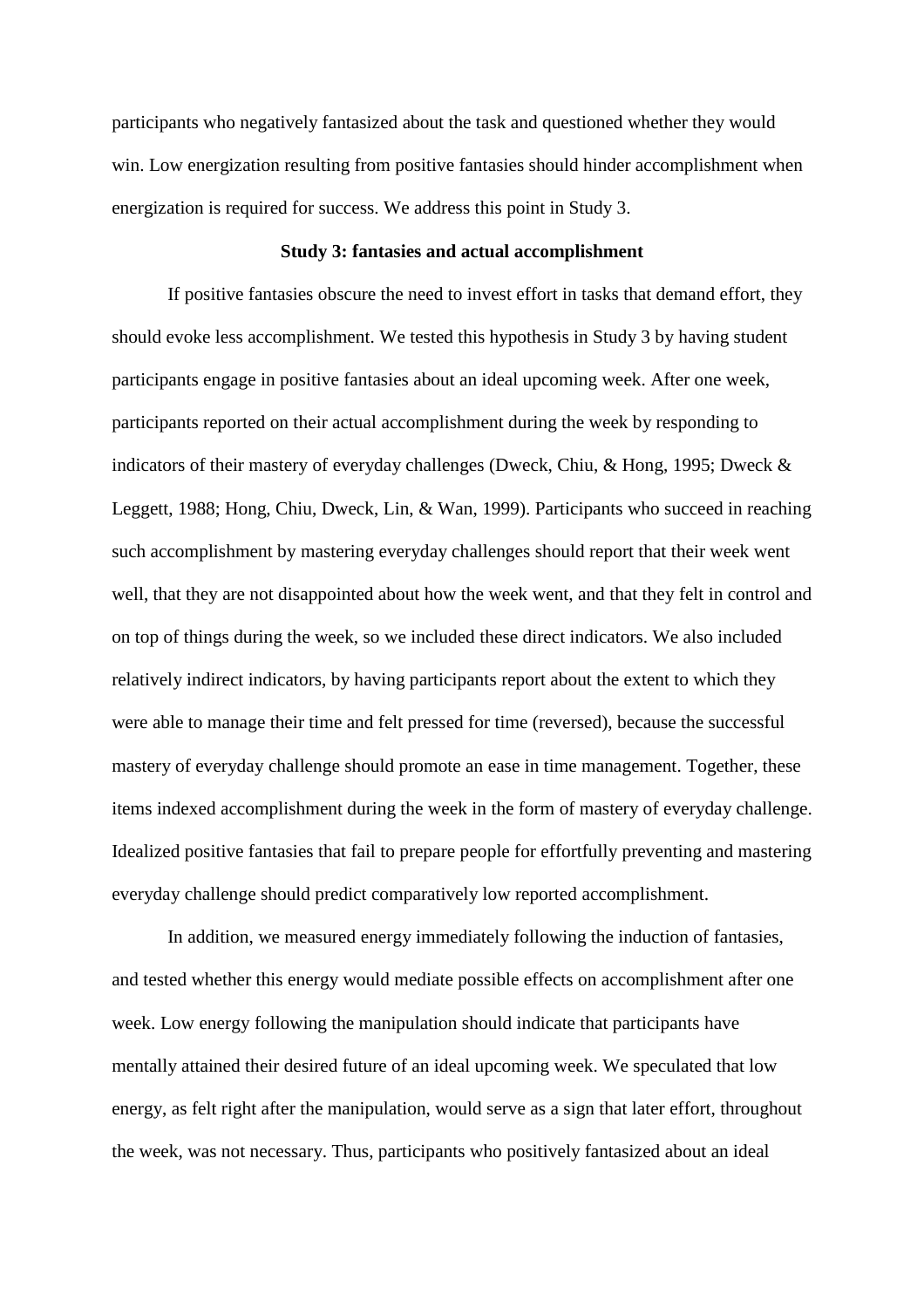participants who negatively fantasized about the task and questioned whether they would win. Low energization resulting from positive fantasies should hinder accomplishment when energization is required for success. We address this point in Study 3.

## Study 3: fantasies and actual accomplishment

If positive fantasies obscure the need to invest effort in tasks that demand effort, they should evoke less accomplishment. We tested this hypothesis in Study 3 by having student participants engage in positive fantasies about an ideal upcoming week. After one week, participants reported on their actual accomplishment during the week by responding to indicators of their mastery of everyday challenges (Dweck, Chiu, & Hong, 1995; Dweck & Leggett, 1988; Hong, Chiu, Dweck, Lin, & Wan, 1999). Participants who succeed in reaching such accomplishment by mastering everyday challenges should report that their week went well, that they are not disappointed about how the week went, and that they felt in control and on top of things during the week, so we included these direct indicators. We also included relatively indirect indicators, by having participants report about the extent to which they were able to manage their time and felt pressed for time (reversed), because the successful mastery of everyday challenge should promote an ease in time management. Together, these items indexed accomplishment during the week in the form of mastery of everyday challenge. Idealized positive fantasies that fail to prepare people for effortfully preventing and mastering everyday challenge should predict comparatively low reported accomplishment.

In addition, we measured energy immediately following the induction of fantasies, and tested whether this energy would mediate possible effects on accomplishment after one week. Low energy following the manipulation should indicate that participants have mentally attained their desired future of an ideal upcoming week. We speculated that low energy, as felt right after the manipulation, would serve as a sign that later effort, throughout the week, was not necessary. Thus, participants who positively fantasized about an ideal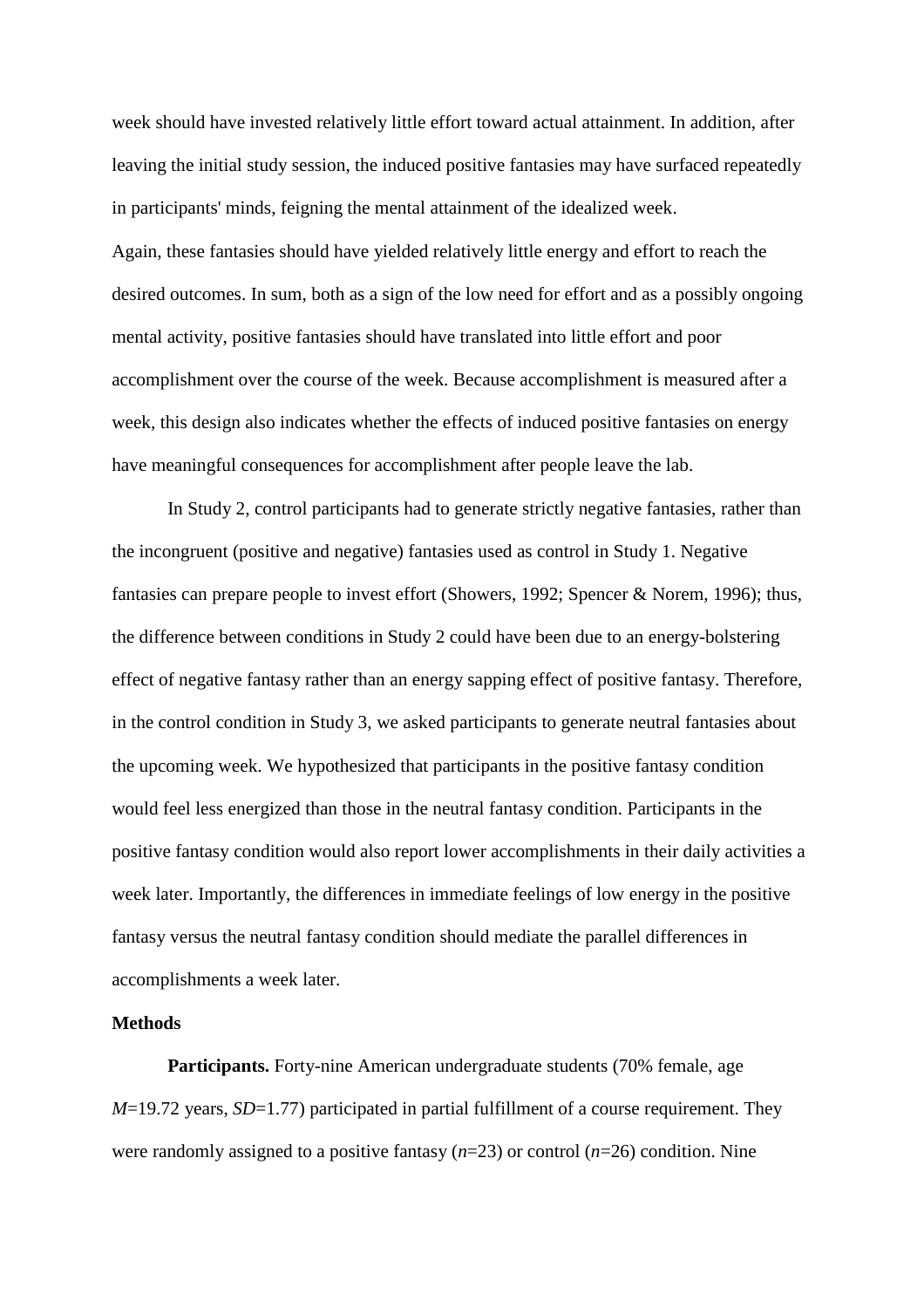week should have invested relatively little effort toward actual attainment. In addition, after leaving the initial study session, the induced positive fantasies may have surfaced repeatedly in participants' minds, feigning the mental attainment of the idealized week.
Again, these fantasies should have yielded relatively little energy and effort to reach the desired outcomes. In sum, both as a sign of the low need for effort and as a possibly ongoing mental activity, positive fantasies should have translated into little effort and poor accomplishment over the course of the week. Because accomplishment is measured after a week, this design also indicates whether the effects of induced positive fantasies on energy have meaningful consequences for accomplishment after people leave the lab.

In Study 2, control participants had to generate strictly negative fantasies, rather than the incongruent (positive and negative) fantasies used as control in Study 1. Negative fantasies can prepare people to invest effort (Showers, 1992; Spencer & Norem, 1996); thus, the difference between conditions in Study 2 could have been due to an energy-bolstering effect of negative fantasy rather than an energy sapping effect of positive fantasy. Therefore, in the control condition in Study 3, we asked participants to generate neutral fantasies about the upcoming week. We hypothesized that participants in the positive fantasy condition would feel less energized than those in the neutral fantasy condition. Participants in the positive fantasy condition would also report lower accomplishments in their daily activities a week later. Importantly, the differences in immediate feelings of low energy in the positive fantasy versus the neutral fantasy condition should mediate the parallel differences in accomplishments a week later.

**Methods**

**Participants.** Forty-nine American undergraduate students (70% female, age *M*=19.72 years, *SD*=1.77) participated in partial fulfillment of a course requirement. They were randomly assigned to a positive fantasy (*n*=23) or control (*n*=26) condition. Nine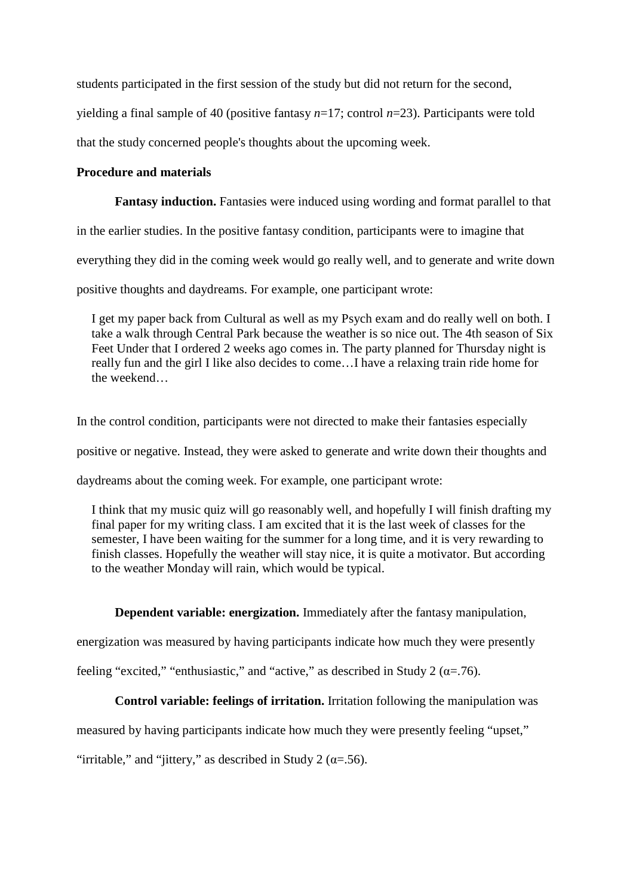students participated in the first session of the study but did not return for the second, yielding a final sample of 40 (positive fantasy $n$=17; control $n$=23). Participants were told that the study concerned people's thoughts about the upcoming week.

**Procedure and materials**

**Fantasy induction.** Fantasies were induced using wording and format parallel to that in the earlier studies. In the positive fantasy condition, participants were to imagine that everything they did in the coming week would go really well, and to generate and write down positive thoughts and daydreams. For example, one participant wrote:

> I get my paper back from Cultural as well as my Psych exam and do really well on both. I take a walk through Central Park because the weather is so nice out. The 4th season of Six Feet Under that I ordered 2 weeks ago comes in. The party planned for Thursday night is really fun and the girl I like also decides to come…I have a relaxing train ride home for the weekend…

In the control condition, participants were not directed to make their fantasies especially positive or negative. Instead, they were asked to generate and write down their thoughts and daydreams about the coming week. For example, one participant wrote:

> I think that my music quiz will go reasonably well, and hopefully I will finish drafting my final paper for my writing class. I am excited that it is the last week of classes for the semester, I have been waiting for the summer for a long time, and it is very rewarding to finish classes. Hopefully the weather will stay nice, it is quite a motivator. But according to the weather Monday will rain, which would be typical.

**Dependent variable: energization.** Immediately after the fantasy manipulation, energization was measured by having participants indicate how much they were presently feeling "excited," "enthusiastic," and "active," as described in Study 2 ($\alpha$=.76).

**Control variable: feelings of irritation.** Irritation following the manipulation was measured by having participants indicate how much they were presently feeling "upset," "irritable," and "jittery," as described in Study 2 ($\alpha$=.56).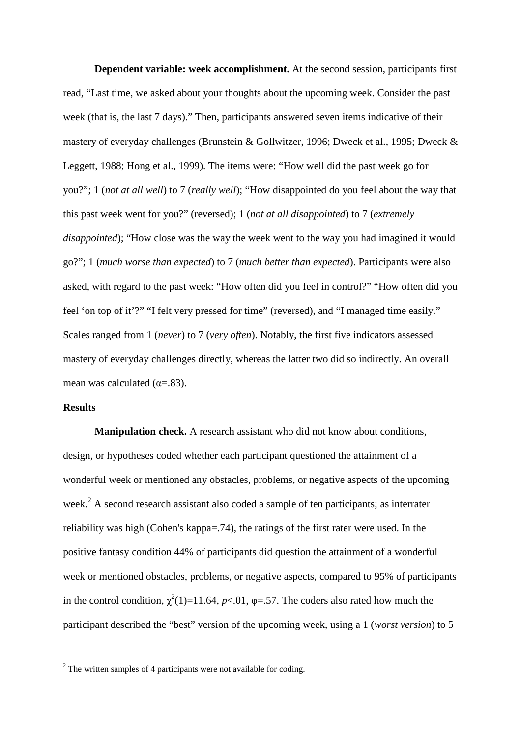**Dependent variable: week accomplishment.** At the second session, participants first read, "Last time, we asked about your thoughts about the upcoming week. Consider the past week (that is, the last 7 days)." Then, participants answered seven items indicative of their mastery of everyday challenges (Brunstein & Gollwitzer, 1996; Dweck et al., 1995; Dweck & Leggett, 1988; Hong et al., 1999). The items were: "How well did the past week go for you?"; 1 (*not at all well*) to 7 (*really well*); "How disappointed do you feel about the way that this past week went for you?" (reversed); 1 (*not at all disappointed*) to 7 (*extremely disappointed*); "How close was the way the week went to the way you had imagined it would go?"; 1 (*much worse than expected*) to 7 (*much better than expected*). Participants were also asked, with regard to the past week: "How often did you feel in control?" "How often did you feel 'on top of it'?" "I felt very pressed for time" (reversed), and "I managed time easily." Scales ranged from 1 (*never*) to 7 (*very often*). Notably, the first five indicators assessed mastery of everyday challenges directly, whereas the latter two did so indirectly. An overall mean was calculated ($\alpha$=.83).

**Results**

**Manipulation check.** A research assistant who did not know about conditions, design, or hypotheses coded whether each participant questioned the attainment of a wonderful week or mentioned any obstacles, problems, or negative aspects of the upcoming week.[2] A second research assistant also coded a sample of ten participants; as interrater reliability was high (Cohen's kappa=.74), the ratings of the first rater were used. In the positive fantasy condition 44% of participants did question the attainment of a wonderful week or mentioned obstacles, problems, or negative aspects, compared to 95% of participants in the control condition, $\chi^2(1)$=11.64, *p*<.01, $\varphi$=.57. The coders also rated how much the participant described the "best" version of the upcoming week, using a 1 (*worst version*) to 5

[2] The written samples of 4 participants were not available for coding.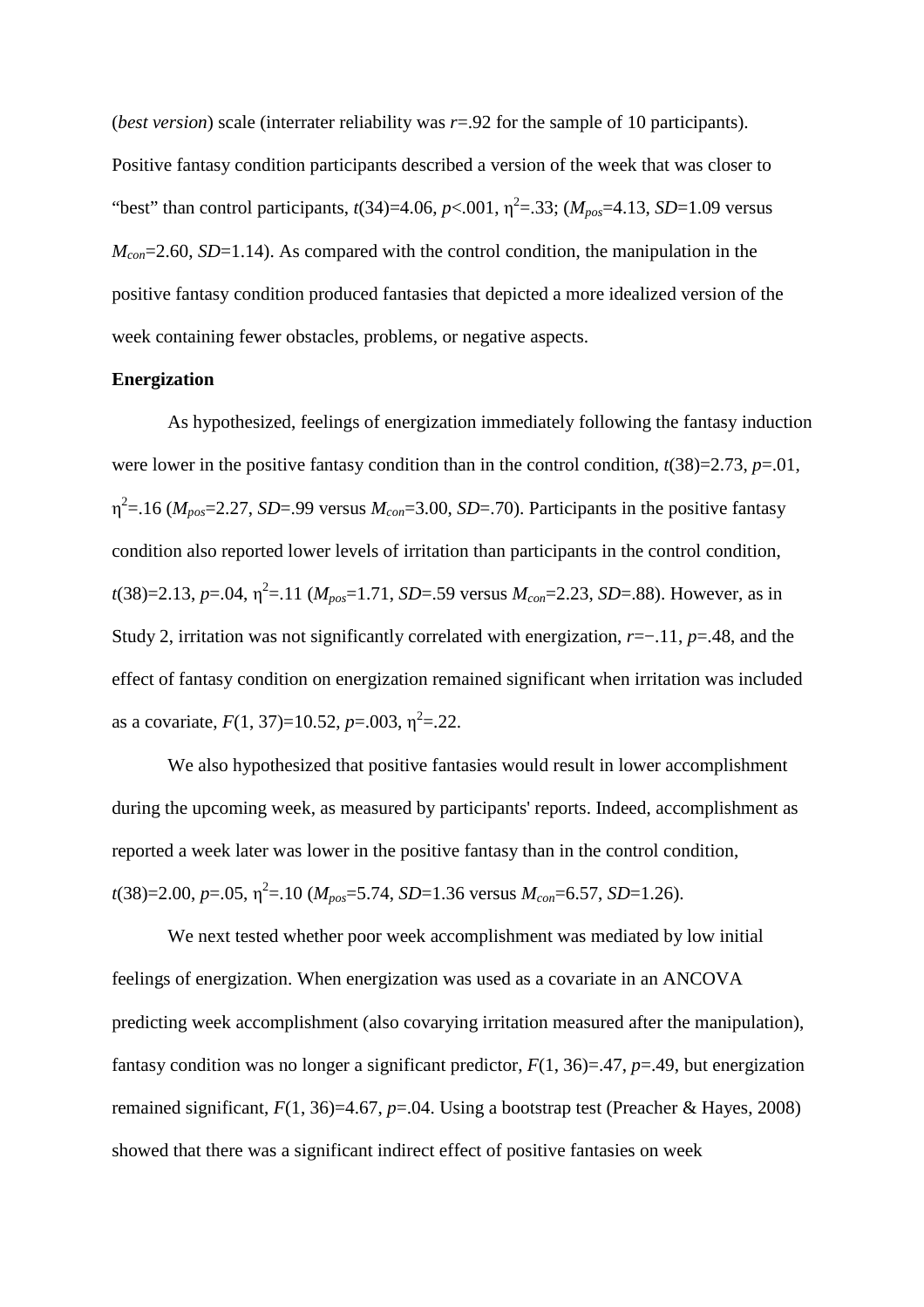(*best version*) scale (interrater reliability was $r$=.92 for the sample of 10 participants). Positive fantasy condition participants described a version of the week that was closer to "best" than control participants, $t(34)=4.06$, $p<.001$, $\eta^2=.33$; ($M_{pos}=4.13$, $SD=1.09$ versus $M_{con}=2.60$, $SD=1.14$). As compared with the control condition, the manipulation in the positive fantasy condition produced fantasies that depicted a more idealized version of the week containing fewer obstacles, problems, or negative aspects.

**Energization**

As hypothesized, feelings of energization immediately following the fantasy induction were lower in the positive fantasy condition than in the control condition, $t(38)=2.73$, $p=.01$, $\eta^2=.16$ ($M_{pos}=2.27$, $SD=.99$ versus $M_{con}=3.00$, $SD=.70$). Participants in the positive fantasy condition also reported lower levels of irritation than participants in the control condition, $t(38)=2.13$, $p=.04$, $\eta^2=.11$ ($M_{pos}=1.71$, $SD=.59$ versus $M_{con}=2.23$, $SD=.88$). However, as in Study 2, irritation was not significantly correlated with energization, $r=-.11$, $p=.48$, and the effect of fantasy condition on energization remained significant when irritation was included as a covariate, $F(1, 37)=10.52$, $p=.003$, $\eta^2=.22$.

We also hypothesized that positive fantasies would result in lower accomplishment during the upcoming week, as measured by participants' reports. Indeed, accomplishment as reported a week later was lower in the positive fantasy than in the control condition, $t(38)=2.00$, $p=.05$, $\eta^2=.10$ ($M_{pos}=5.74$, $SD=1.36$ versus $M_{con}=6.57$, $SD=1.26$).

We next tested whether poor week accomplishment was mediated by low initial feelings of energization. When energization was used as a covariate in an ANCOVA predicting week accomplishment (also covarying irritation measured after the manipulation), fantasy condition was no longer a significant predictor, $F(1, 36)=.47$, $p=.49$, but energization remained significant, $F(1, 36)=4.67$, $p=.04$. Using a bootstrap test (Preacher & Hayes, 2008) showed that there was a significant indirect effect of positive fantasies on week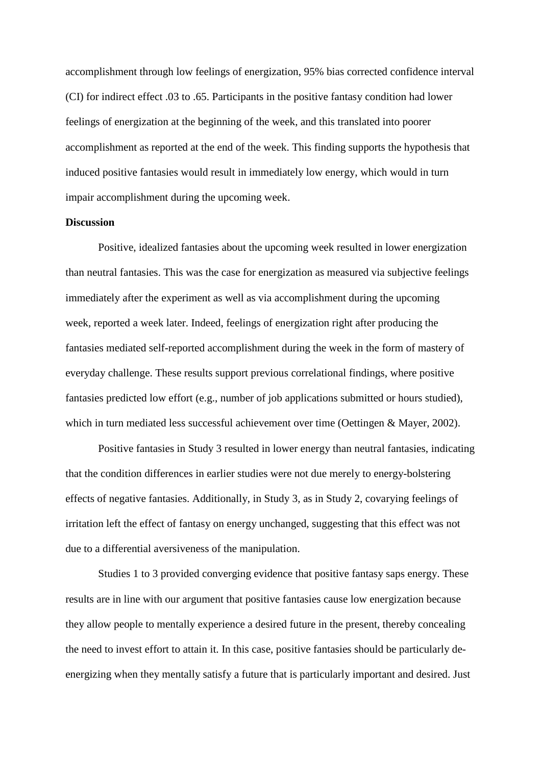accomplishment through low feelings of energization, 95% bias corrected confidence interval (CI) for indirect effect .03 to .65. Participants in the positive fantasy condition had lower feelings of energization at the beginning of the week, and this translated into poorer accomplishment as reported at the end of the week. This finding supports the hypothesis that induced positive fantasies would result in immediately low energy, which would in turn impair accomplishment during the upcoming week.

**Discussion**

Positive, idealized fantasies about the upcoming week resulted in lower energization than neutral fantasies. This was the case for energization as measured via subjective feelings immediately after the experiment as well as via accomplishment during the upcoming week, reported a week later. Indeed, feelings of energization right after producing the fantasies mediated self-reported accomplishment during the week in the form of mastery of everyday challenge. These results support previous correlational findings, where positive fantasies predicted low effort (e.g., number of job applications submitted or hours studied), which in turn mediated less successful achievement over time (Oettingen & Mayer, 2002).

Positive fantasies in Study 3 resulted in lower energy than neutral fantasies, indicating that the condition differences in earlier studies were not due merely to energy-bolstering effects of negative fantasies. Additionally, in Study 3, as in Study 2, covarying feelings of irritation left the effect of fantasy on energy unchanged, suggesting that this effect was not due to a differential aversiveness of the manipulation.

Studies 1 to 3 provided converging evidence that positive fantasy saps energy. These results are in line with our argument that positive fantasies cause low energization because they allow people to mentally experience a desired future in the present, thereby concealing the need to invest effort to attain it. In this case, positive fantasies should be particularly de-energizing when they mentally satisfy a future that is particularly important and desired. Just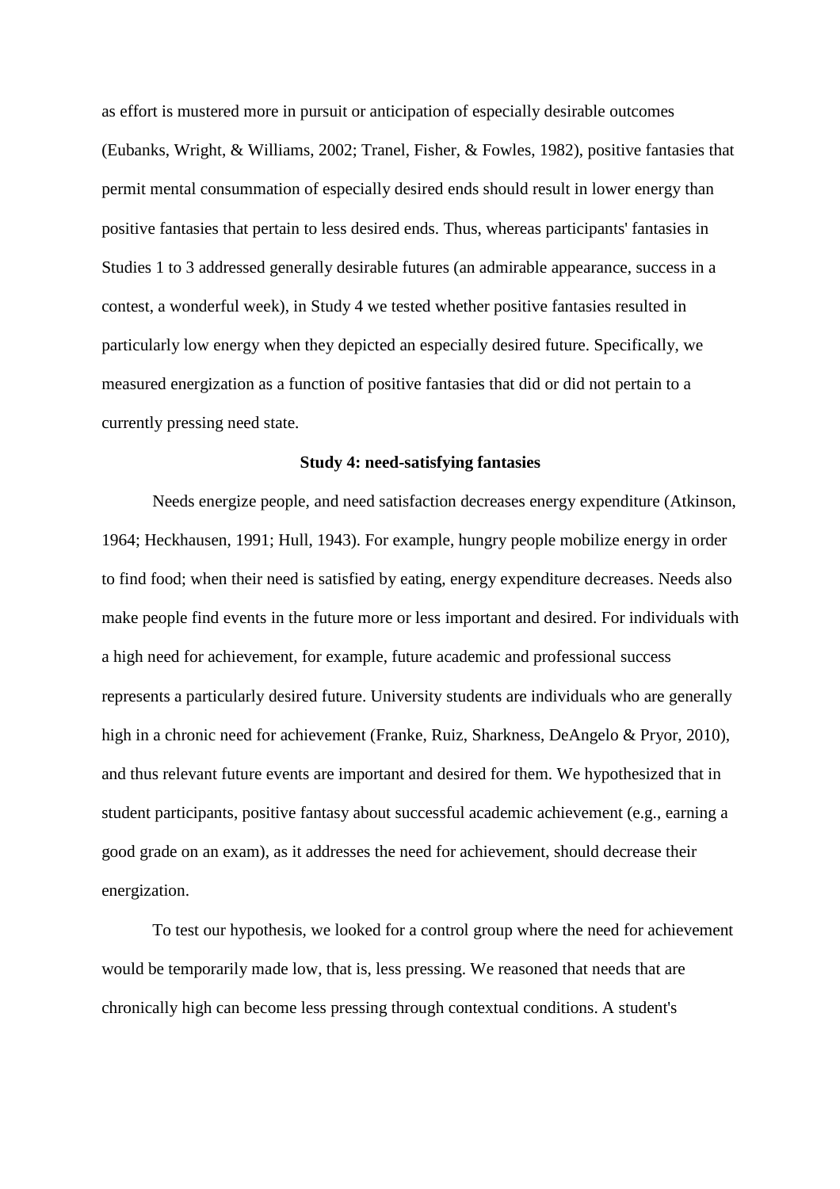as effort is mustered more in pursuit or anticipation of especially desirable outcomes (Eubanks, Wright, & Williams, 2002; Tranel, Fisher, & Fowles, 1982), positive fantasies that permit mental consummation of especially desired ends should result in lower energy than positive fantasies that pertain to less desired ends. Thus, whereas participants' fantasies in Studies 1 to 3 addressed generally desirable futures (an admirable appearance, success in a contest, a wonderful week), in Study 4 we tested whether positive fantasies resulted in particularly low energy when they depicted an especially desired future. Specifically, we measured energization as a function of positive fantasies that did or did not pertain to a currently pressing need state.

### Study 4: need-satisfying fantasies

Needs energize people, and need satisfaction decreases energy expenditure (Atkinson, 1964; Heckhausen, 1991; Hull, 1943). For example, hungry people mobilize energy in order to find food; when their need is satisfied by eating, energy expenditure decreases. Needs also make people find events in the future more or less important and desired. For individuals with a high need for achievement, for example, future academic and professional success represents a particularly desired future. University students are individuals who are generally high in a chronic need for achievement (Franke, Ruiz, Sharkness, DeAngelo & Pryor, 2010), and thus relevant future events are important and desired for them. We hypothesized that in student participants, positive fantasy about successful academic achievement (e.g., earning a good grade on an exam), as it addresses the need for achievement, should decrease their energization.

To test our hypothesis, we looked for a control group where the need for achievement would be temporarily made low, that is, less pressing. We reasoned that needs that are chronically high can become less pressing through contextual conditions. A student's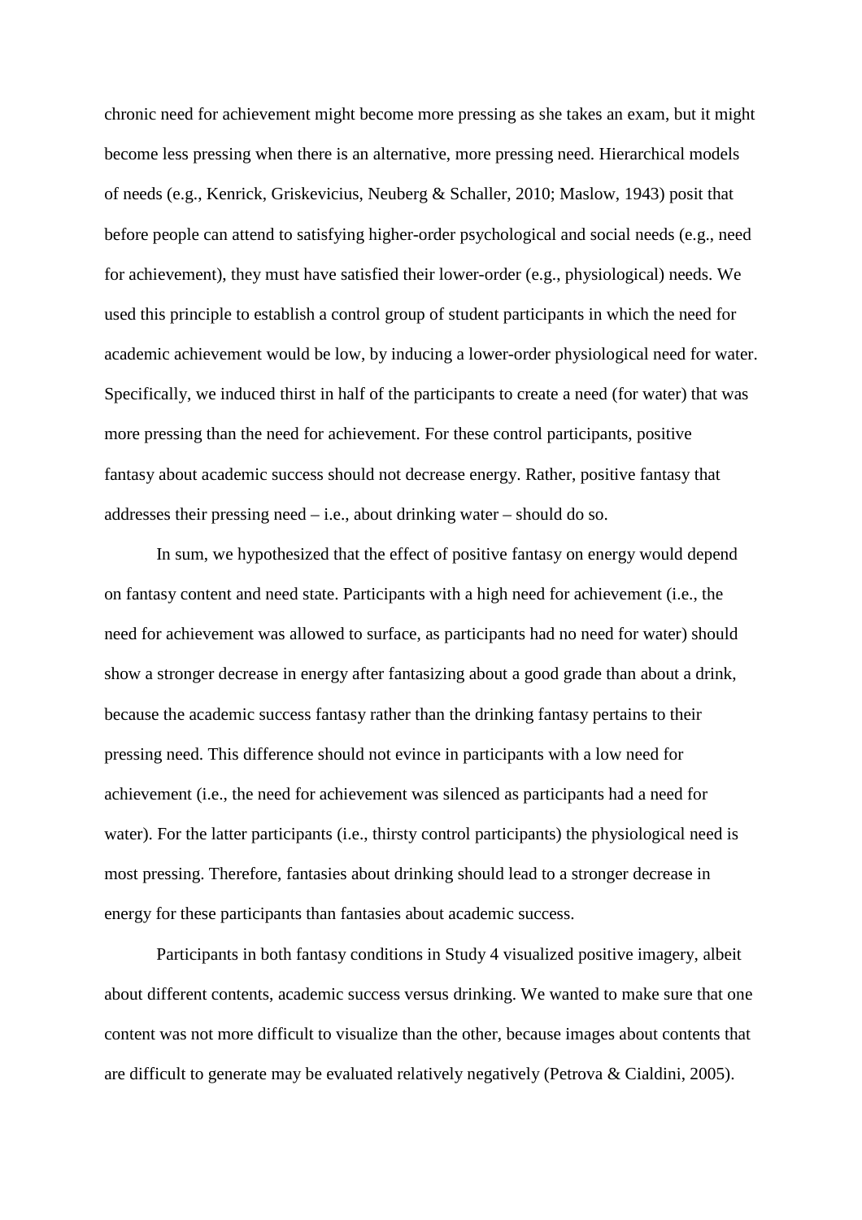chronic need for achievement might become more pressing as she takes an exam, but it might become less pressing when there is an alternative, more pressing need. Hierarchical models of needs (e.g., Kenrick, Griskevicius, Neuberg & Schaller, 2010; Maslow, 1943) posit that before people can attend to satisfying higher-order psychological and social needs (e.g., need for achievement), they must have satisfied their lower-order (e.g., physiological) needs. We used this principle to establish a control group of student participants in which the need for academic achievement would be low, by inducing a lower-order physiological need for water. Specifically, we induced thirst in half of the participants to create a need (for water) that was more pressing than the need for achievement. For these control participants, positive fantasy about academic success should not decrease energy. Rather, positive fantasy that addresses their pressing need – i.e., about drinking water – should do so.

In sum, we hypothesized that the effect of positive fantasy on energy would depend on fantasy content and need state. Participants with a high need for achievement (i.e., the need for achievement was allowed to surface, as participants had no need for water) should show a stronger decrease in energy after fantasizing about a good grade than about a drink, because the academic success fantasy rather than the drinking fantasy pertains to their pressing need. This difference should not evince in participants with a low need for achievement (i.e., the need for achievement was silenced as participants had a need for water). For the latter participants (i.e., thirsty control participants) the physiological need is most pressing. Therefore, fantasies about drinking should lead to a stronger decrease in energy for these participants than fantasies about academic success.

Participants in both fantasy conditions in Study 4 visualized positive imagery, albeit about different contents, academic success versus drinking. We wanted to make sure that one content was not more difficult to visualize than the other, because images about contents that are difficult to generate may be evaluated relatively negatively (Petrova & Cialdini, 2005).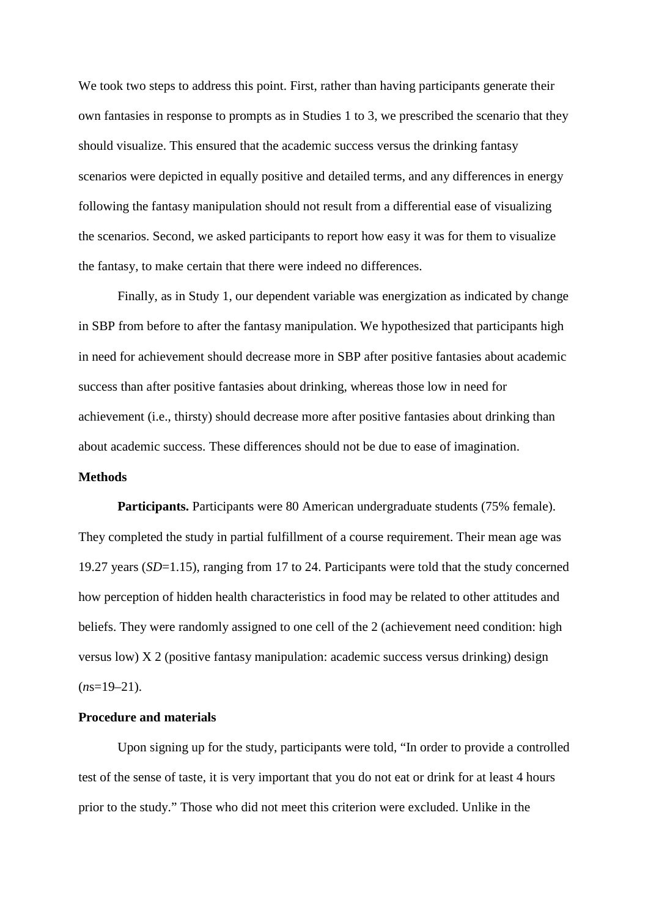We took two steps to address this point. First, rather than having participants generate their own fantasies in response to prompts as in Studies 1 to 3, we prescribed the scenario that they should visualize. This ensured that the academic success versus the drinking fantasy scenarios were depicted in equally positive and detailed terms, and any differences in energy following the fantasy manipulation should not result from a differential ease of visualizing the scenarios. Second, we asked participants to report how easy it was for them to visualize the fantasy, to make certain that there were indeed no differences.

Finally, as in Study 1, our dependent variable was energization as indicated by change in SBP from before to after the fantasy manipulation. We hypothesized that participants high in need for achievement should decrease more in SBP after positive fantasies about academic success than after positive fantasies about drinking, whereas those low in need for achievement (i.e., thirsty) should decrease more after positive fantasies about drinking than about academic success. These differences should not be due to ease of imagination.

### Methods

**Participants.** Participants were 80 American undergraduate students (75% female). They completed the study in partial fulfillment of a course requirement. Their mean age was 19.27 years (*SD*=1.15), ranging from 17 to 24. Participants were told that the study concerned how perception of hidden health characteristics in food may be related to other attitudes and beliefs. They were randomly assigned to one cell of the 2 (achievement need condition: high versus low) X 2 (positive fantasy manipulation: academic success versus drinking) design (*n*s=19–21).

### Procedure and materials

Upon signing up for the study, participants were told, "In order to provide a controlled test of the sense of taste, it is very important that you do not eat or drink for at least 4 hours prior to the study." Those who did not meet this criterion were excluded. Unlike in the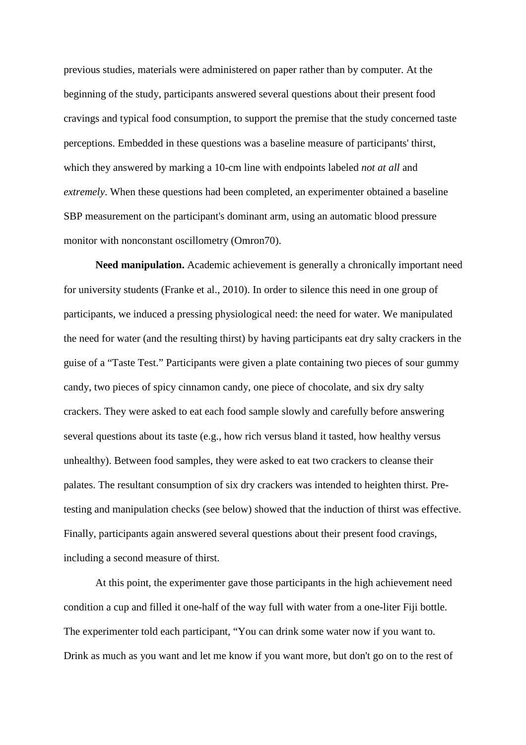previous studies, materials were administered on paper rather than by computer. At the beginning of the study, participants answered several questions about their present food cravings and typical food consumption, to support the premise that the study concerned taste perceptions. Embedded in these questions was a baseline measure of participants' thirst, which they answered by marking a 10-cm line with endpoints labeled *not at all* and *extremely*. When these questions had been completed, an experimenter obtained a baseline SBP measurement on the participant's dominant arm, using an automatic blood pressure monitor with nonconstant oscillometry (Omron70).

**Need manipulation.** Academic achievement is generally a chronically important need for university students (Franke et al., 2010). In order to silence this need in one group of participants, we induced a pressing physiological need: the need for water. We manipulated the need for water (and the resulting thirst) by having participants eat dry salty crackers in the guise of a "Taste Test." Participants were given a plate containing two pieces of sour gummy candy, two pieces of spicy cinnamon candy, one piece of chocolate, and six dry salty crackers. They were asked to eat each food sample slowly and carefully before answering several questions about its taste (e.g., how rich versus bland it tasted, how healthy versus unhealthy). Between food samples, they were asked to eat two crackers to cleanse their palates. The resultant consumption of six dry crackers was intended to heighten thirst. Pre-testing and manipulation checks (see below) showed that the induction of thirst was effective. Finally, participants again answered several questions about their present food cravings, including a second measure of thirst.

At this point, the experimenter gave those participants in the high achievement need condition a cup and filled it one-half of the way full with water from a one-liter Fiji bottle. The experimenter told each participant, "You can drink some water now if you want to. Drink as much as you want and let me know if you want more, but don't go on to the rest of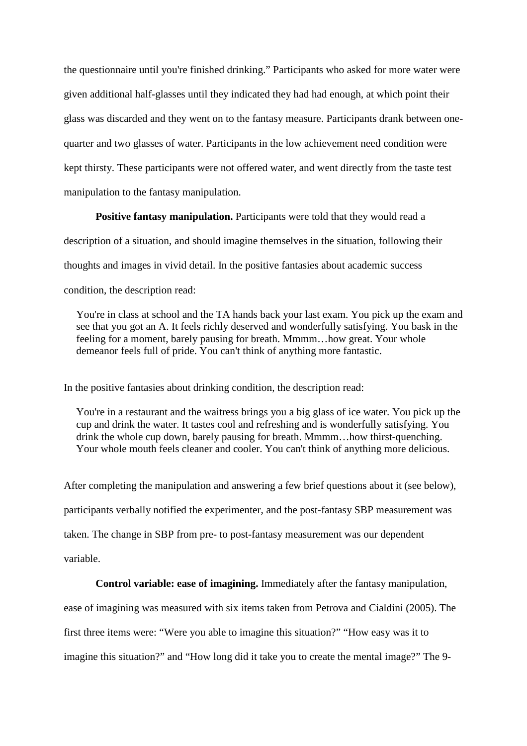the questionnaire until you're finished drinking." Participants who asked for more water were given additional half-glasses until they indicated they had had enough, at which point their glass was discarded and they went on to the fantasy measure. Participants drank between one-quarter and two glasses of water. Participants in the low achievement need condition were kept thirsty. These participants were not offered water, and went directly from the taste test manipulation to the fantasy manipulation.

**Positive fantasy manipulation.** Participants were told that they would read a description of a situation, and should imagine themselves in the situation, following their thoughts and images in vivid detail. In the positive fantasies about academic success condition, the description read:

> You're in class at school and the TA hands back your last exam. You pick up the exam and see that you got an A. It feels richly deserved and wonderfully satisfying. You bask in the feeling for a moment, barely pausing for breath. Mmmm…how great. Your whole demeanor feels full of pride. You can't think of anything more fantastic.

In the positive fantasies about drinking condition, the description read:

> You're in a restaurant and the waitress brings you a big glass of ice water. You pick up the cup and drink the water. It tastes cool and refreshing and is wonderfully satisfying. You drink the whole cup down, barely pausing for breath. Mmmm…how thirst-quenching. Your whole mouth feels cleaner and cooler. You can't think of anything more delicious.

After completing the manipulation and answering a few brief questions about it (see below), participants verbally notified the experimenter, and the post-fantasy SBP measurement was taken. The change in SBP from pre- to post-fantasy measurement was our dependent variable.

**Control variable: ease of imagining.** Immediately after the fantasy manipulation, ease of imagining was measured with six items taken from Petrova and Cialdini (2005). The first three items were: "Were you able to imagine this situation?" "How easy was it to imagine this situation?" and "How long did it take you to create the mental image?" The 9-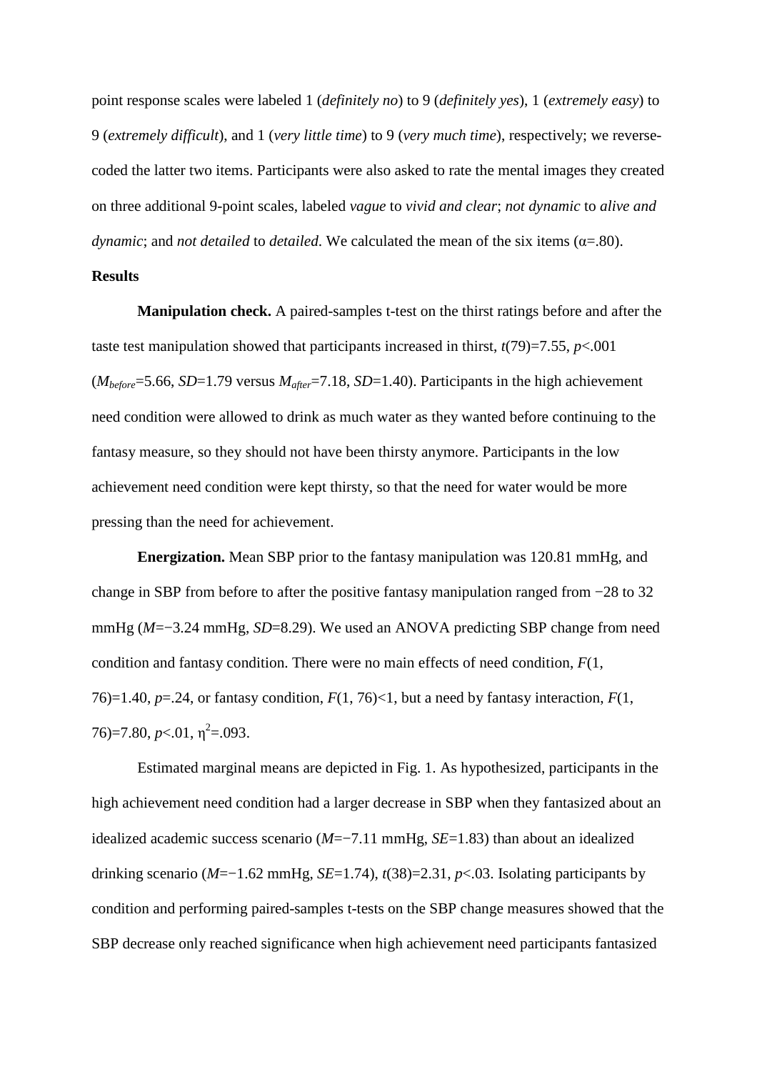point response scales were labeled 1 (*definitely no*) to 9 (*definitely yes*), 1 (*extremely easy*) to 9 (*extremely difficult*), and 1 (*very little time*) to 9 (*very much time*), respectively; we reverse-coded the latter two items. Participants were also asked to rate the mental images they created on three additional 9-point scales, labeled *vague* to *vivid and clear*; *not dynamic* to *alive and dynamic*; and *not detailed* to *detailed*. We calculated the mean of the six items ($\alpha$=.80).

**Results**

**Manipulation check.** A paired-samples t-test on the thirst ratings before and after the taste test manipulation showed that participants increased in thirst, $t(79)=7.55$, $p<.001$ ($M_{before}=5.66$, $SD=1.79$ versus $M_{after}=7.18$, $SD=1.40$). Participants in the high achievement need condition were allowed to drink as much water as they wanted before continuing to the fantasy measure, so they should not have been thirsty anymore. Participants in the low achievement need condition were kept thirsty, so that the need for water would be more pressing than the need for achievement.

**Energization.** Mean SBP prior to the fantasy manipulation was 120.81 mmHg, and change in SBP from before to after the positive fantasy manipulation ranged from −28 to 32 mmHg ($M=-3.24$ mmHg, $SD=8.29$). We used an ANOVA predicting SBP change from need condition and fantasy condition. There were no main effects of need condition, $F(1, 76)=1.40$, $p=.24$, or fantasy condition, $F(1, 76)<1$, but a need by fantasy interaction, $F(1, 76)=7.80$, $p<.01$, $\eta^2=.093$.

Estimated marginal means are depicted in Fig. 1. As hypothesized, participants in the high achievement need condition had a larger decrease in SBP when they fantasized about an idealized academic success scenario ($M=-7.11$ mmHg, $SE=1.83$) than about an idealized drinking scenario ($M=-1.62$ mmHg, $SE=1.74$), $t(38)=2.31$, $p<.03$. Isolating participants by condition and performing paired-samples t-tests on the SBP change measures showed that the SBP decrease only reached significance when high achievement need participants fantasized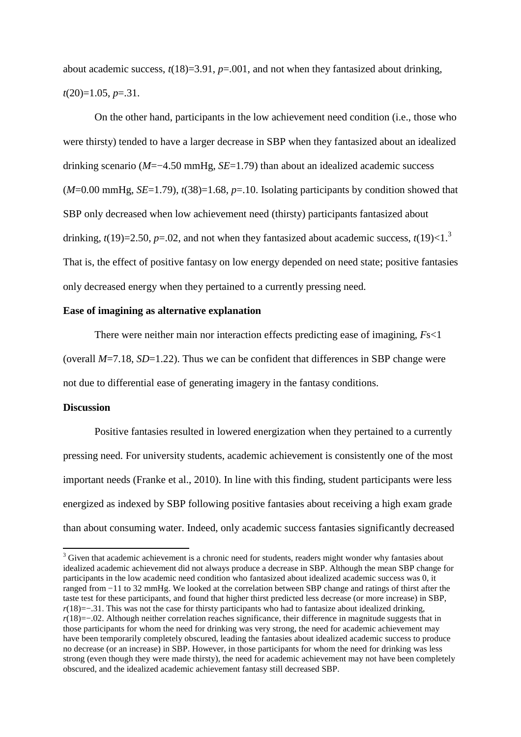about academic success, $t(18)=3.91$, $p=.001$, and not when they fantasized about drinking, $t(20)=1.05$, $p=.31$.

On the other hand, participants in the low achievement need condition (i.e., those who were thirsty) tended to have a larger decrease in SBP when they fantasized about an idealized drinking scenario ($M=-4.50$ mmHg, $SE=1.79$) than about an idealized academic success ($M=0.00$ mmHg, $SE=1.79$), $t(38)=1.68$, $p=.10$. Isolating participants by condition showed that SBP only decreased when low achievement need (thirsty) participants fantasized about drinking, $t(19)=2.50$, $p=.02$, and not when they fantasized about academic success, $t(19)<1$.[3] That is, the effect of positive fantasy on low energy depended on need state; positive fantasies only decreased energy when they pertained to a currently pressing need.

**Ease of imagining as alternative explanation**

There were neither main nor interaction effects predicting ease of imagining, $F$s<1 (overall $M=7.18$, $SD=1.22$). Thus we can be confident that differences in SBP change were not due to differential ease of generating imagery in the fantasy conditions.

**Discussion**

Positive fantasies resulted in lowered energization when they pertained to a currently pressing need. For university students, academic achievement is consistently one of the most important needs (Franke et al., 2010). In line with this finding, student participants were less energized as indexed by SBP following positive fantasies about receiving a high exam grade than about consuming water. Indeed, only academic success fantasies significantly decreased

[3] Given that academic achievement is a chronic need for students, readers might wonder why fantasies about idealized academic achievement did not always produce a decrease in SBP. Although the mean SBP change for participants in the low academic need condition who fantasized about idealized academic success was 0, it ranged from −11 to 32 mmHg. We looked at the correlation between SBP change and ratings of thirst after the taste test for these participants, and found that higher thirst predicted less decrease (or more increase) in SBP, $r(18)=-.31$. This was not the case for thirsty participants who had to fantasize about idealized drinking, $r(18)=-.02$. Although neither correlation reaches significance, their difference in magnitude suggests that in those participants for whom the need for drinking was very strong, the need for academic achievement may have been temporarily completely obscured, leading the fantasies about idealized academic success to produce no decrease (or an increase) in SBP. However, in those participants for whom the need for drinking was less strong (even though they were made thirsty), the need for academic achievement may not have been completely obscured, and the idealized academic achievement fantasy still decreased SBP.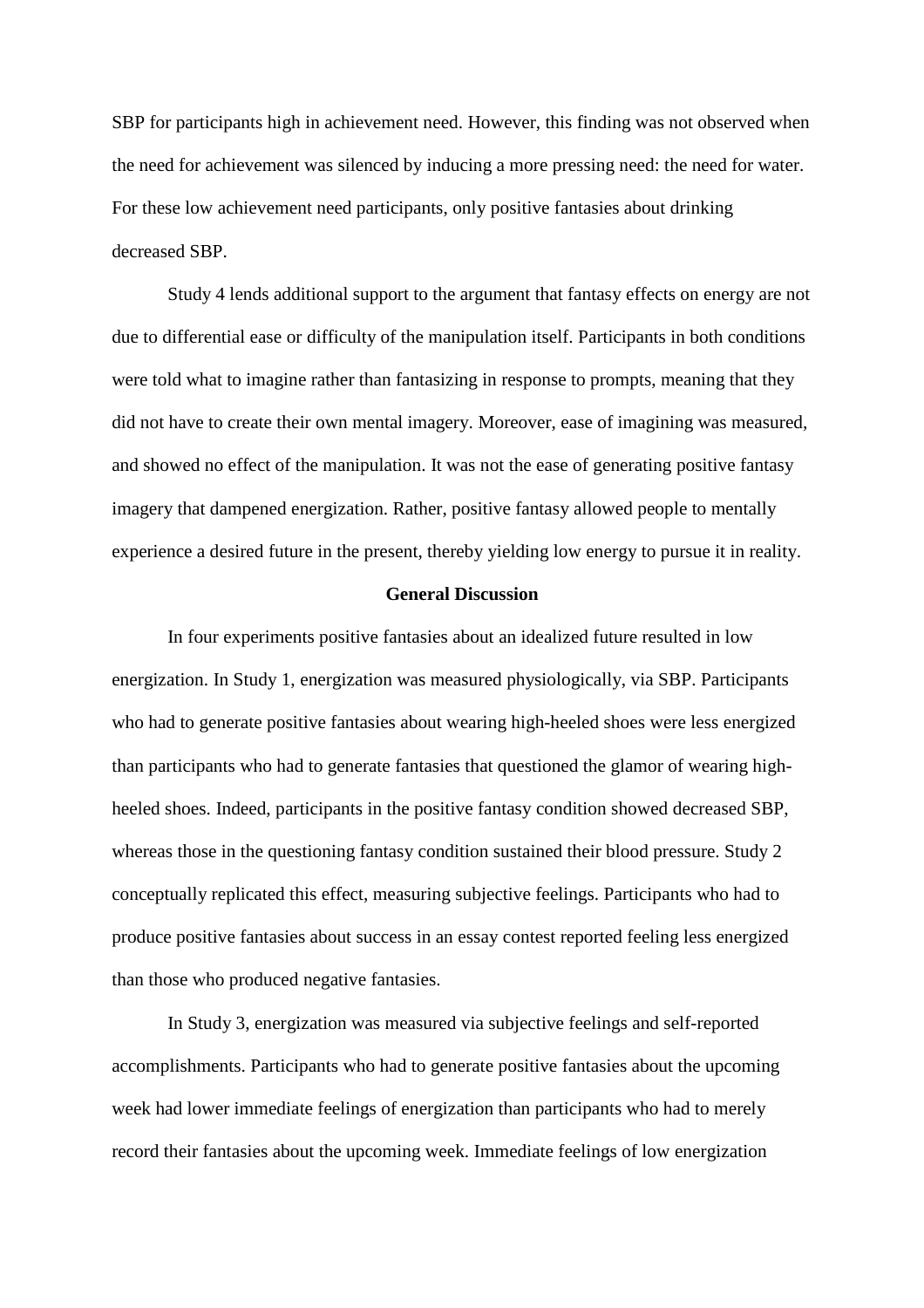SBP for participants high in achievement need. However, this finding was not observed when the need for achievement was silenced by inducing a more pressing need: the need for water. For these low achievement need participants, only positive fantasies about drinking decreased SBP.

Study 4 lends additional support to the argument that fantasy effects on energy are not due to differential ease or difficulty of the manipulation itself. Participants in both conditions were told what to imagine rather than fantasizing in response to prompts, meaning that they did not have to create their own mental imagery. Moreover, ease of imagining was measured, and showed no effect of the manipulation. It was not the ease of generating positive fantasy imagery that dampened energization. Rather, positive fantasy allowed people to mentally experience a desired future in the present, thereby yielding low energy to pursue it in reality.

## General Discussion

In four experiments positive fantasies about an idealized future resulted in low energization. In Study 1, energization was measured physiologically, via SBP. Participants who had to generate positive fantasies about wearing high-heeled shoes were less energized than participants who had to generate fantasies that questioned the glamor of wearing high-heeled shoes. Indeed, participants in the positive fantasy condition showed decreased SBP, whereas those in the questioning fantasy condition sustained their blood pressure. Study 2 conceptually replicated this effect, measuring subjective feelings. Participants who had to produce positive fantasies about success in an essay contest reported feeling less energized than those who produced negative fantasies.

In Study 3, energization was measured via subjective feelings and self-reported accomplishments. Participants who had to generate positive fantasies about the upcoming week had lower immediate feelings of energization than participants who had to merely record their fantasies about the upcoming week. Immediate feelings of low energization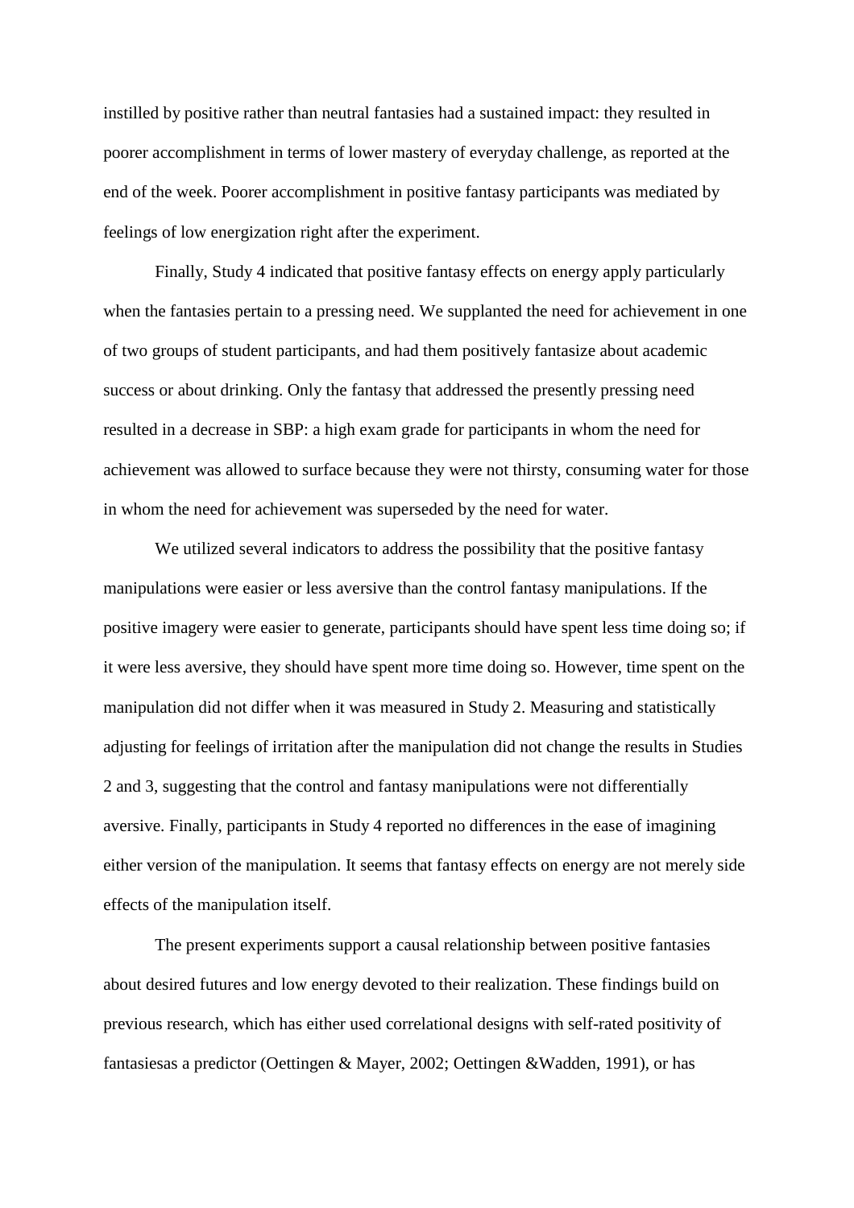instilled by positive rather than neutral fantasies had a sustained impact: they resulted in poorer accomplishment in terms of lower mastery of everyday challenge, as reported at the end of the week. Poorer accomplishment in positive fantasy participants was mediated by feelings of low energization right after the experiment.

Finally, Study 4 indicated that positive fantasy effects on energy apply particularly when the fantasies pertain to a pressing need. We supplanted the need for achievement in one of two groups of student participants, and had them positively fantasize about academic success or about drinking. Only the fantasy that addressed the presently pressing need resulted in a decrease in SBP: a high exam grade for participants in whom the need for achievement was allowed to surface because they were not thirsty, consuming water for those in whom the need for achievement was superseded by the need for water.

We utilized several indicators to address the possibility that the positive fantasy manipulations were easier or less aversive than the control fantasy manipulations. If the positive imagery were easier to generate, participants should have spent less time doing so; if it were less aversive, they should have spent more time doing so. However, time spent on the manipulation did not differ when it was measured in Study 2. Measuring and statistically adjusting for feelings of irritation after the manipulation did not change the results in Studies 2 and 3, suggesting that the control and fantasy manipulations were not differentially aversive. Finally, participants in Study 4 reported no differences in the ease of imagining either version of the manipulation. It seems that fantasy effects on energy are not merely side effects of the manipulation itself.

The present experiments support a causal relationship between positive fantasies about desired futures and low energy devoted to their realization. These findings build on previous research, which has either used correlational designs with self-rated positivity of fantasiesas a predictor (Oettingen & Mayer, 2002; Oettingen &Wadden, 1991), or has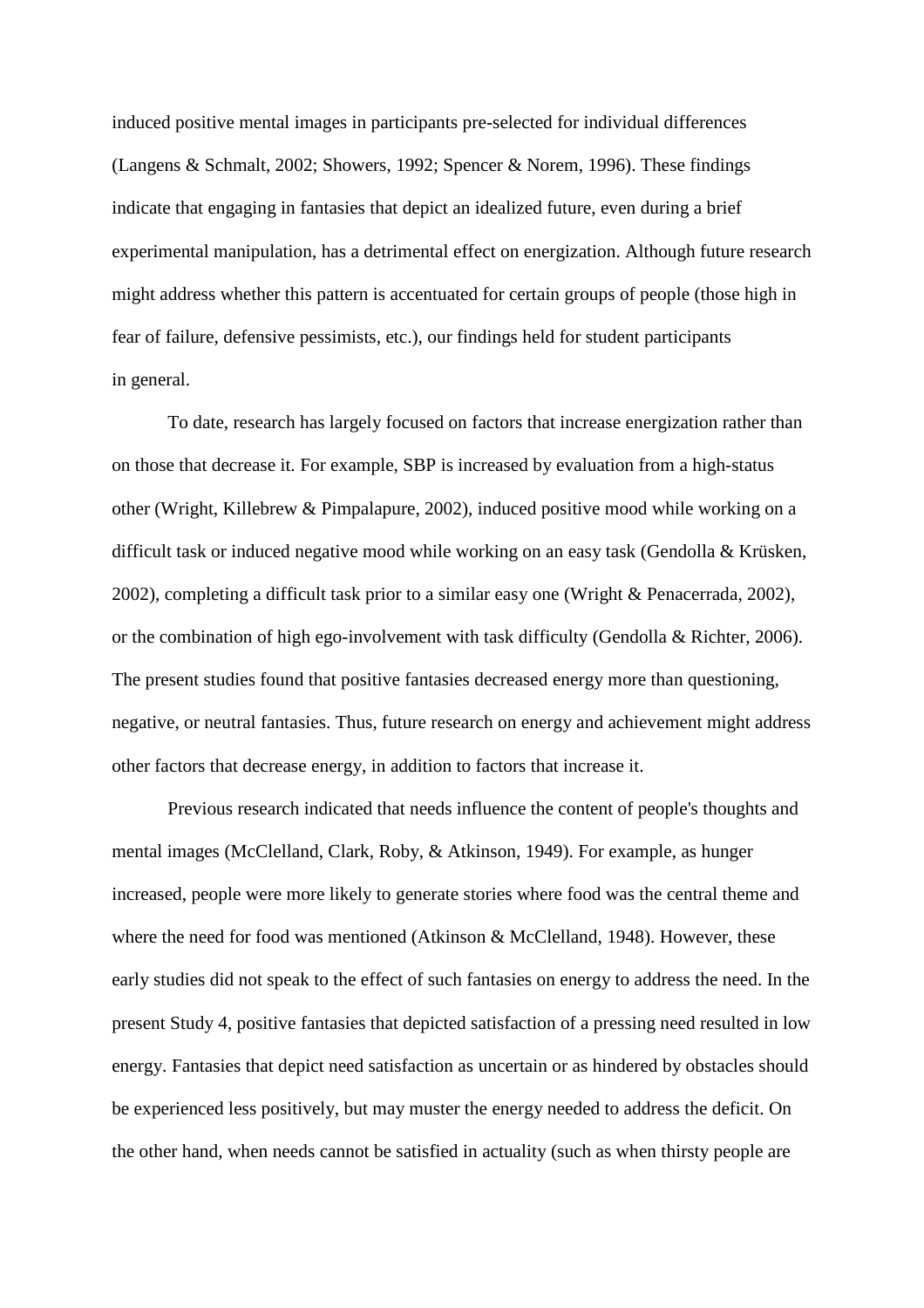induced positive mental images in participants pre-selected for individual differences (Langens & Schmalt, 2002; Showers, 1992; Spencer & Norem, 1996). These findings indicate that engaging in fantasies that depict an idealized future, even during a brief experimental manipulation, has a detrimental effect on energization. Although future research might address whether this pattern is accentuated for certain groups of people (those high in fear of failure, defensive pessimists, etc.), our findings held for student participants in general.

To date, research has largely focused on factors that increase energization rather than on those that decrease it. For example, SBP is increased by evaluation from a high-status other (Wright, Killebrew & Pimpalapure, 2002), induced positive mood while working on a difficult task or induced negative mood while working on an easy task (Gendolla & Krüsken, 2002), completing a difficult task prior to a similar easy one (Wright & Penacerrada, 2002), or the combination of high ego-involvement with task difficulty (Gendolla & Richter, 2006). The present studies found that positive fantasies decreased energy more than questioning, negative, or neutral fantasies. Thus, future research on energy and achievement might address other factors that decrease energy, in addition to factors that increase it.

Previous research indicated that needs influence the content of people's thoughts and mental images (McClelland, Clark, Roby, & Atkinson, 1949). For example, as hunger increased, people were more likely to generate stories where food was the central theme and where the need for food was mentioned (Atkinson & McClelland, 1948). However, these early studies did not speak to the effect of such fantasies on energy to address the need. In the present Study 4, positive fantasies that depicted satisfaction of a pressing need resulted in low energy. Fantasies that depict need satisfaction as uncertain or as hindered by obstacles should be experienced less positively, but may muster the energy needed to address the deficit. On the other hand, when needs cannot be satisfied in actuality (such as when thirsty people are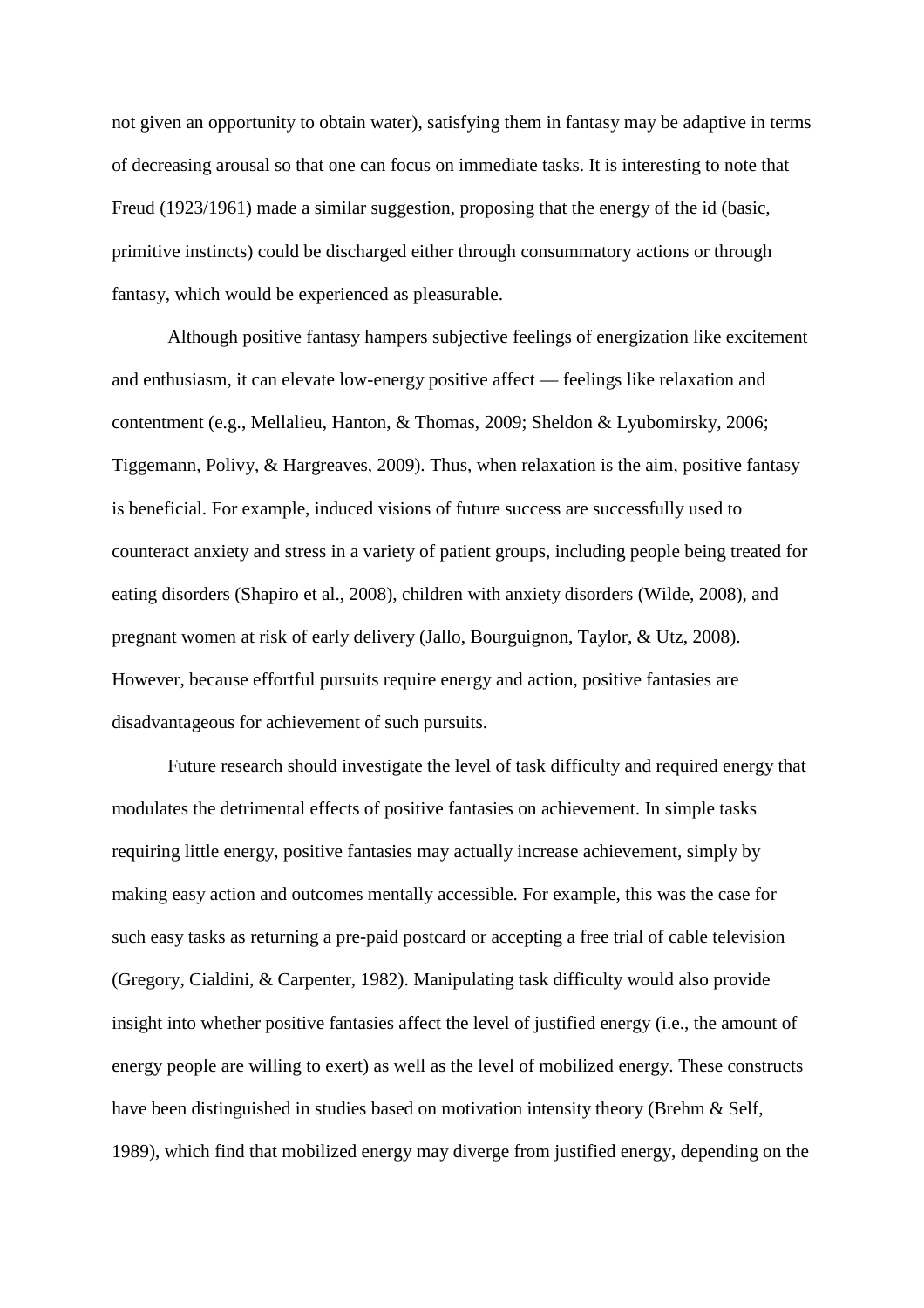not given an opportunity to obtain water), satisfying them in fantasy may be adaptive in terms of decreasing arousal so that one can focus on immediate tasks. It is interesting to note that Freud (1923/1961) made a similar suggestion, proposing that the energy of the id (basic, primitive instincts) could be discharged either through consummatory actions or through fantasy, which would be experienced as pleasurable.

Although positive fantasy hampers subjective feelings of energization like excitement and enthusiasm, it can elevate low-energy positive affect — feelings like relaxation and contentment (e.g., Mellalieu, Hanton, & Thomas, 2009; Sheldon & Lyubomirsky, 2006; Tiggemann, Polivy, & Hargreaves, 2009). Thus, when relaxation is the aim, positive fantasy is beneficial. For example, induced visions of future success are successfully used to counteract anxiety and stress in a variety of patient groups, including people being treated for eating disorders (Shapiro et al., 2008), children with anxiety disorders (Wilde, 2008), and pregnant women at risk of early delivery (Jallo, Bourguignon, Taylor, & Utz, 2008). However, because effortful pursuits require energy and action, positive fantasies are disadvantageous for achievement of such pursuits.

Future research should investigate the level of task difficulty and required energy that modulates the detrimental effects of positive fantasies on achievement. In simple tasks requiring little energy, positive fantasies may actually increase achievement, simply by making easy action and outcomes mentally accessible. For example, this was the case for such easy tasks as returning a pre-paid postcard or accepting a free trial of cable television (Gregory, Cialdini, & Carpenter, 1982). Manipulating task difficulty would also provide insight into whether positive fantasies affect the level of justified energy (i.e., the amount of energy people are willing to exert) as well as the level of mobilized energy. These constructs have been distinguished in studies based on motivation intensity theory (Brehm & Self, 1989), which find that mobilized energy may diverge from justified energy, depending on the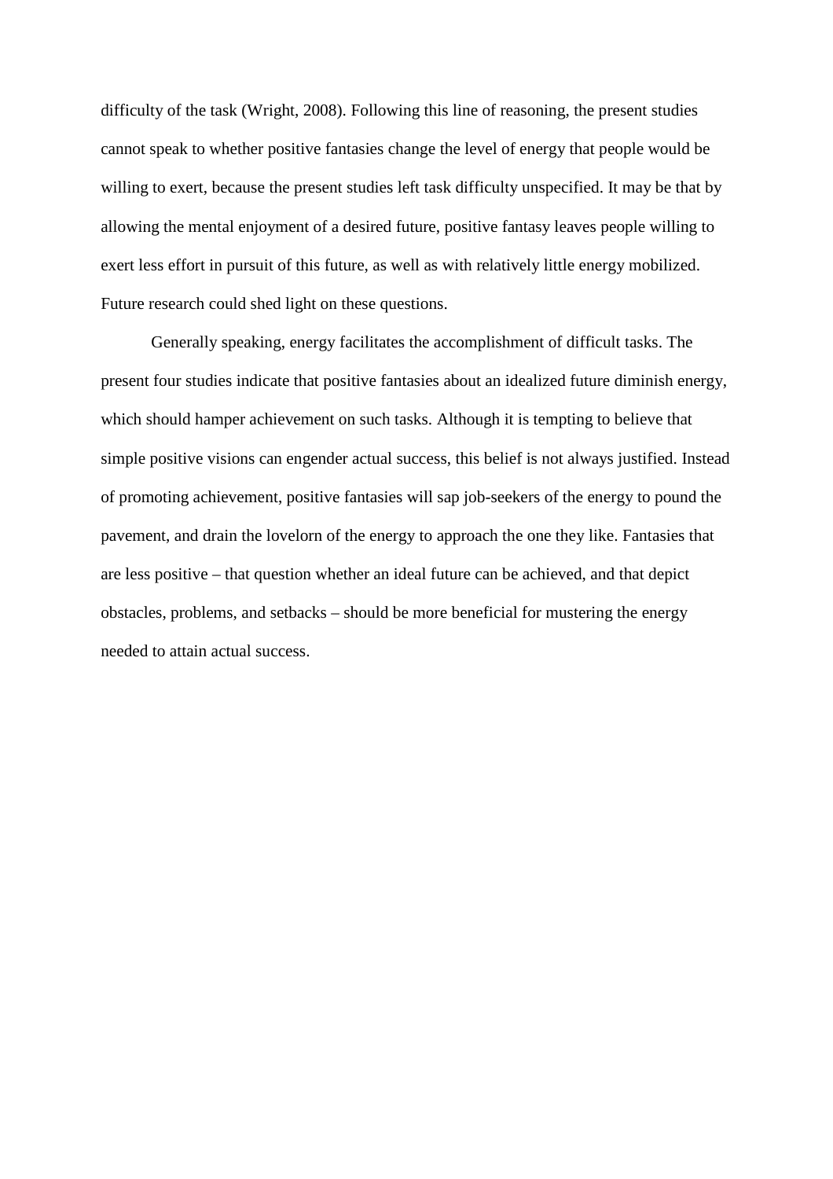difficulty of the task (Wright, 2008). Following this line of reasoning, the present studies cannot speak to whether positive fantasies change the level of energy that people would be willing to exert, because the present studies left task difficulty unspecified. It may be that by allowing the mental enjoyment of a desired future, positive fantasy leaves people willing to exert less effort in pursuit of this future, as well as with relatively little energy mobilized. Future research could shed light on these questions.

Generally speaking, energy facilitates the accomplishment of difficult tasks. The present four studies indicate that positive fantasies about an idealized future diminish energy, which should hamper achievement on such tasks. Although it is tempting to believe that simple positive visions can engender actual success, this belief is not always justified. Instead of promoting achievement, positive fantasies will sap job-seekers of the energy to pound the pavement, and drain the lovelorn of the energy to approach the one they like. Fantasies that are less positive – that question whether an ideal future can be achieved, and that depict obstacles, problems, and setbacks – should be more beneficial for mustering the energy needed to attain actual success.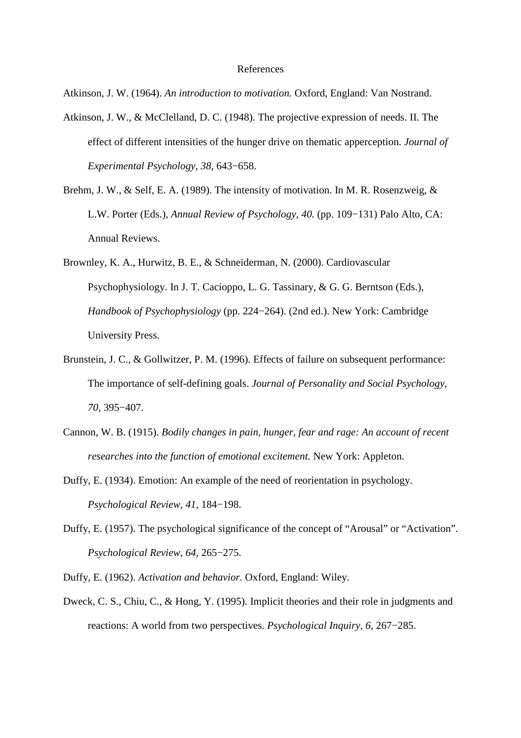# References

Atkinson, J. W. (1964). *An introduction to motivation.* Oxford, England: Van Nostrand.

Atkinson, J. W., & McClelland, D. C. (1948). The projective expression of needs. II. The effect of different intensities of the hunger drive on thematic apperception. *Journal of Experimental Psychology, 38,* 643−658.

Brehm, J. W., & Self, E. A. (1989). The intensity of motivation. In M. R. Rosenzweig, & L.W. Porter (Eds.), *Annual Review of Psychology, 40.* (pp. 109−131) Palo Alto, CA: Annual Reviews.

Brownley, K. A., Hurwitz, B. E., & Schneiderman, N. (2000). Cardiovascular Psychophysiology. In J. T. Cacioppo, L. G. Tassinary, & G. G. Berntson (Eds.), *Handbook of Psychophysiology* (pp. 224−264). (2nd ed.). New York: Cambridge University Press.

Brunstein, J. C., & Gollwitzer, P. M. (1996). Effects of failure on subsequent performance: The importance of self-defining goals. *Journal of Personality and Social Psychology, 70,* 395−407.

Cannon, W. B. (1915). *Bodily changes in pain, hunger, fear and rage: An account of recent researches into the function of emotional excitement.* New York: Appleton.

Duffy, E. (1934). Emotion: An example of the need of reorientation in psychology. *Psychological Review, 41,* 184−198.

Duffy, E. (1957). The psychological significance of the concept of "Arousal" or "Activation". *Psychological Review, 64,* 265−275.

Duffy, E. (1962). *Activation and behavior.* Oxford, England: Wiley.

Dweck, C. S., Chiu, C., & Hong, Y. (1995). Implicit theories and their role in judgments and reactions: A world from two perspectives. *Psychological Inquiry, 6,* 267−285.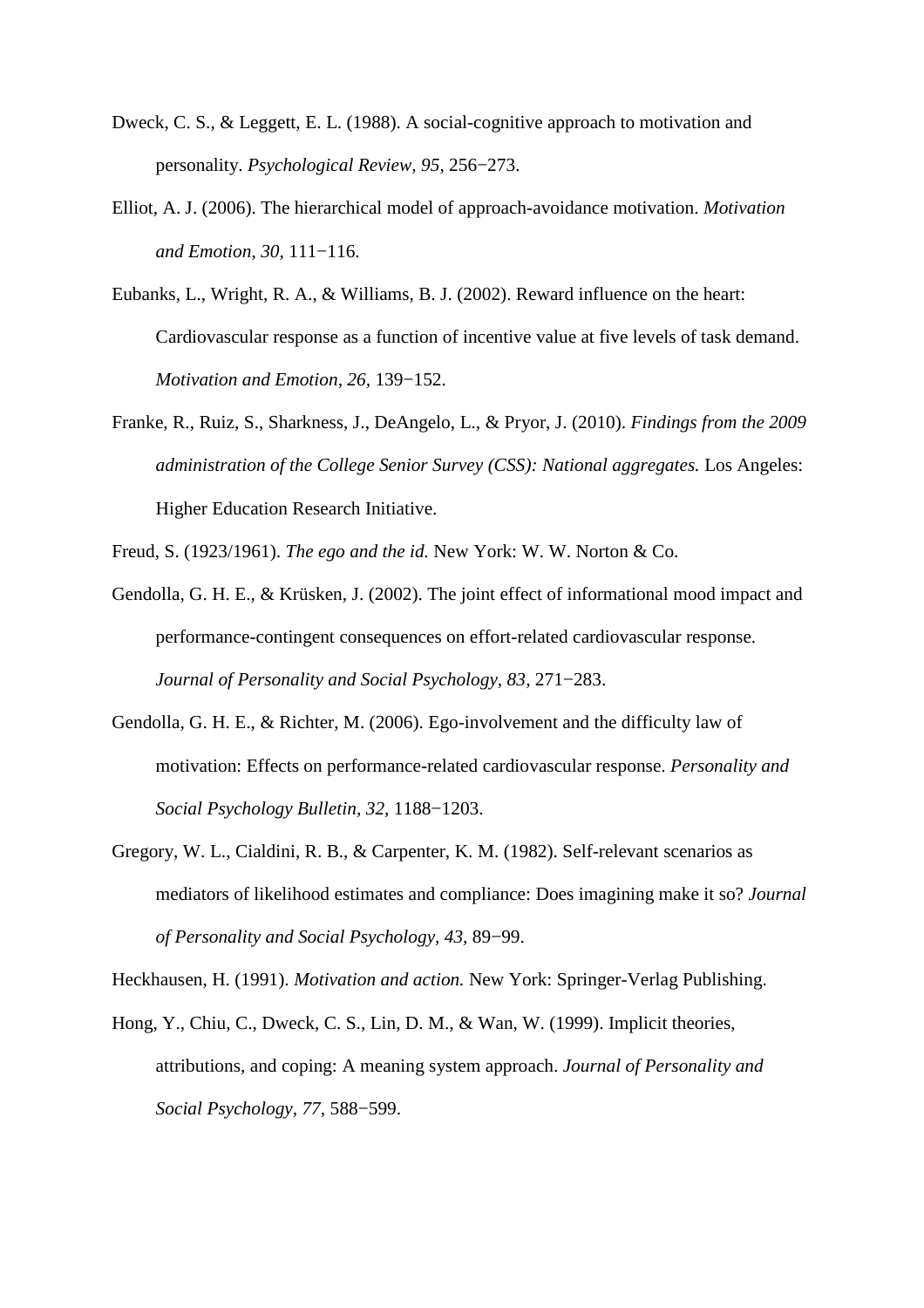Dweck, C. S., & Leggett, E. L. (1988). A social-cognitive approach to motivation and personality. *Psychological Review, 95*, 256−273.

Elliot, A. J. (2006). The hierarchical model of approach-avoidance motivation. *Motivation and Emotion, 30,* 111−116.

Eubanks, L., Wright, R. A., & Williams, B. J. (2002). Reward influence on the heart: Cardiovascular response as a function of incentive value at five levels of task demand. *Motivation and Emotion, 26*, 139−152.

Franke, R., Ruiz, S., Sharkness, J., DeAngelo, L., & Pryor, J. (2010). *Findings from the 2009 administration of the College Senior Survey (CSS): National aggregates.* Los Angeles: Higher Education Research Initiative.

Freud, S. (1923/1961). *The ego and the id.* New York: W. W. Norton & Co.

Gendolla, G. H. E., & Krüsken, J. (2002). The joint effect of informational mood impact and performance-contingent consequences on effort-related cardiovascular response. *Journal of Personality and Social Psychology, 83,* 271−283.

Gendolla, G. H. E., & Richter, M. (2006). Ego-involvement and the difficulty law of motivation: Effects on performance-related cardiovascular response. *Personality and Social Psychology Bulletin, 32,* 1188−1203.

Gregory, W. L., Cialdini, R. B., & Carpenter, K. M. (1982). Self-relevant scenarios as mediators of likelihood estimates and compliance: Does imagining make it so? *Journal of Personality and Social Psychology, 43,* 89−99.

Heckhausen, H. (1991). *Motivation and action.* New York: Springer-Verlag Publishing.

Hong, Y., Chiu, C., Dweck, C. S., Lin, D. M., & Wan, W. (1999). Implicit theories, attributions, and coping: A meaning system approach. *Journal of Personality and Social Psychology, 77*, 588−599.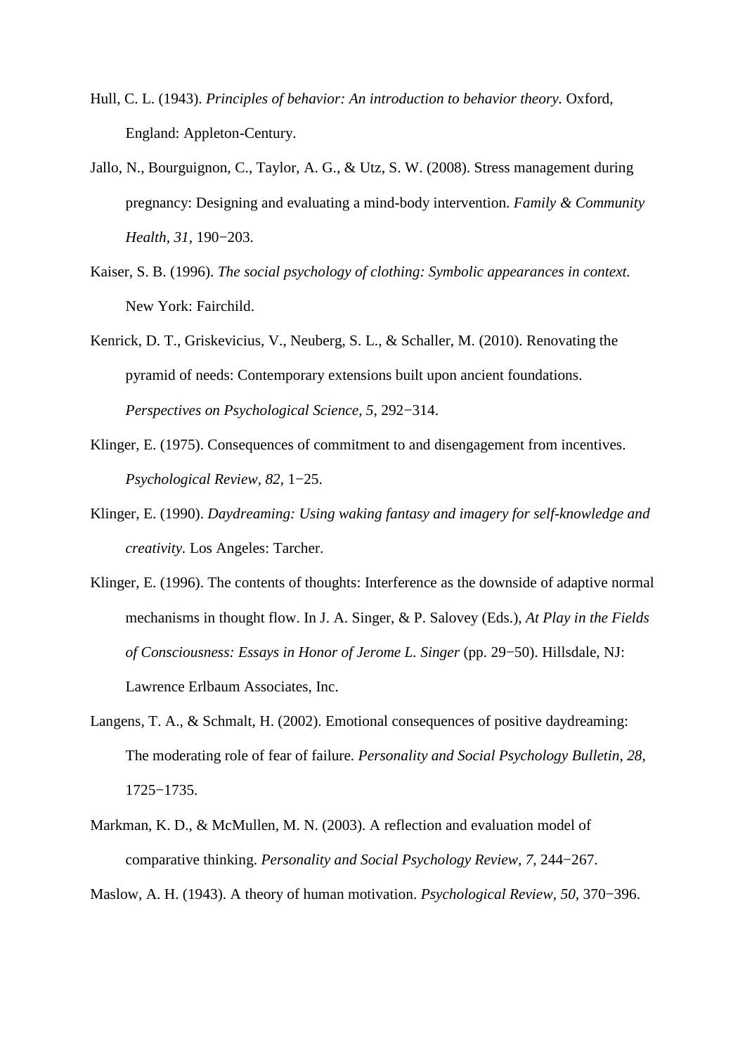Hull, C. L. (1943). *Principles of behavior: An introduction to behavior theory.* Oxford, England: Appleton-Century.

Jallo, N., Bourguignon, C., Taylor, A. G., & Utz, S. W. (2008). Stress management during pregnancy: Designing and evaluating a mind-body intervention. *Family & Community Health, 31*, 190−203.

Kaiser, S. B. (1996). *The social psychology of clothing: Symbolic appearances in context.* New York: Fairchild.

Kenrick, D. T., Griskevicius, V., Neuberg, S. L., & Schaller, M. (2010). Renovating the pyramid of needs: Contemporary extensions built upon ancient foundations. *Perspectives on Psychological Science, 5*, 292−314.

Klinger, E. (1975). Consequences of commitment to and disengagement from incentives. *Psychological Review, 82*, 1−25.

Klinger, E. (1990). *Daydreaming: Using waking fantasy and imagery for self-knowledge and creativity.* Los Angeles: Tarcher.

Klinger, E. (1996). The contents of thoughts: Interference as the downside of adaptive normal mechanisms in thought flow. In J. A. Singer, & P. Salovey (Eds.), *At Play in the Fields of Consciousness: Essays in Honor of Jerome L. Singer* (pp. 29−50). Hillsdale, NJ: Lawrence Erlbaum Associates, Inc.

Langens, T. A., & Schmalt, H. (2002). Emotional consequences of positive daydreaming: The moderating role of fear of failure. *Personality and Social Psychology Bulletin, 28,* 1725−1735.

Markman, K. D., & McMullen, M. N. (2003). A reflection and evaluation model of comparative thinking. *Personality and Social Psychology Review, 7,* 244−267.

Maslow, A. H. (1943). A theory of human motivation. *Psychological Review, 50*, 370−396.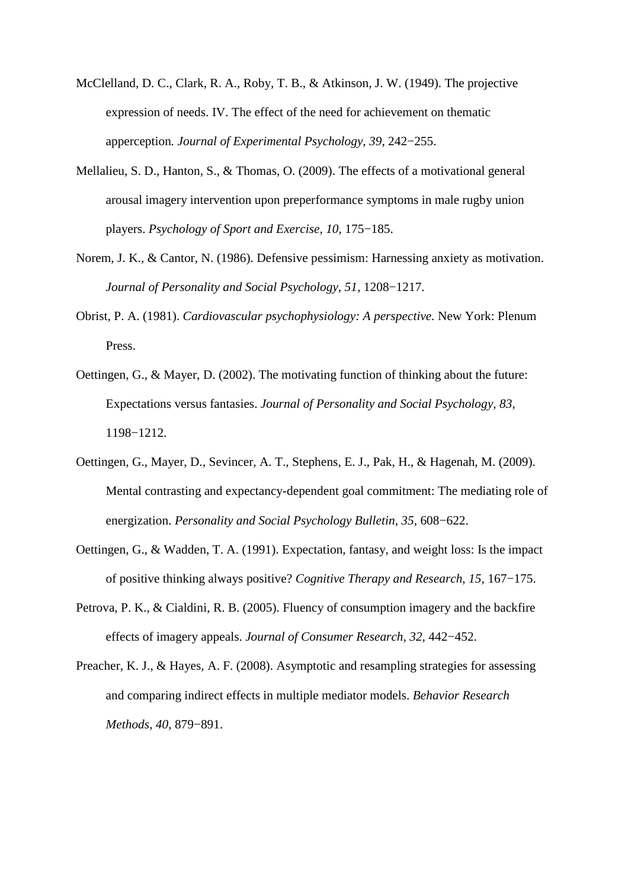McClelland, D. C., Clark, R. A., Roby, T. B., & Atkinson, J. W. (1949). The projective expression of needs. IV. The effect of the need for achievement on thematic apperception. *Journal of Experimental Psychology, 39*, 242−255.

Mellalieu, S. D., Hanton, S., & Thomas, O. (2009). The effects of a motivational general arousal imagery intervention upon preperformance symptoms in male rugby union players. *Psychology of Sport and Exercise, 10*, 175−185.

Norem, J. K., & Cantor, N. (1986). Defensive pessimism: Harnessing anxiety as motivation. *Journal of Personality and Social Psychology, 51*, 1208−1217.

Obrist, P. A. (1981). *Cardiovascular psychophysiology: A perspective.* New York: Plenum Press.

Oettingen, G., & Mayer, D. (2002). The motivating function of thinking about the future: Expectations versus fantasies. *Journal of Personality and Social Psychology, 83*, 1198−1212.

Oettingen, G., Mayer, D., Sevincer, A. T., Stephens, E. J., Pak, H., & Hagenah, M. (2009). Mental contrasting and expectancy-dependent goal commitment: The mediating role of energization. *Personality and Social Psychology Bulletin, 35*, 608−622.

Oettingen, G., & Wadden, T. A. (1991). Expectation, fantasy, and weight loss: Is the impact of positive thinking always positive? *Cognitive Therapy and Research, 15*, 167−175.

Petrova, P. K., & Cialdini, R. B. (2005). Fluency of consumption imagery and the backfire effects of imagery appeals. *Journal of Consumer Research, 32*, 442−452.

Preacher, K. J., & Hayes, A. F. (2008). Asymptotic and resampling strategies for assessing and comparing indirect effects in multiple mediator models. *Behavior Research Methods, 40*, 879−891.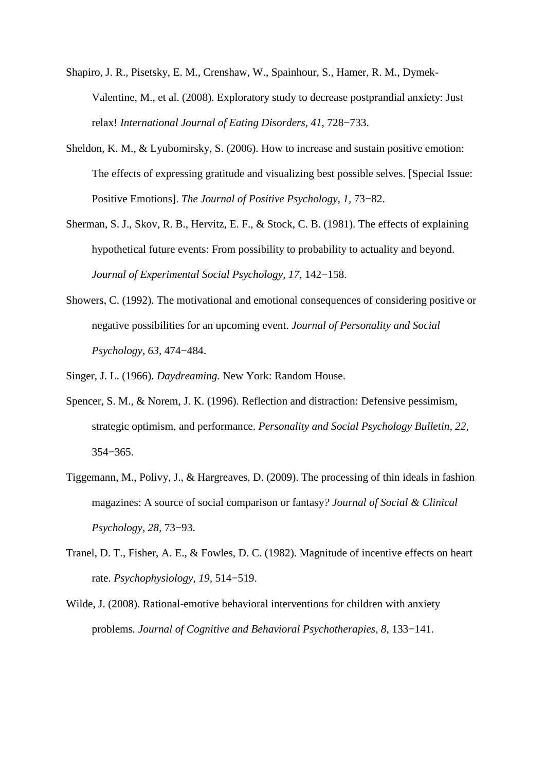Shapiro, J. R., Pisetsky, E. M., Crenshaw, W., Spainhour, S., Hamer, R. M., Dymek-Valentine, M., et al. (2008). Exploratory study to decrease postprandial anxiety: Just relax! *International Journal of Eating Disorders, 41,* 728−733.

Sheldon, K. M., & Lyubomirsky, S. (2006). How to increase and sustain positive emotion: The effects of expressing gratitude and visualizing best possible selves. [Special Issue: Positive Emotions]. *The Journal of Positive Psychology, 1,* 73−82.

Sherman, S. J., Skov, R. B., Hervitz, E. F., & Stock, C. B. (1981). The effects of explaining hypothetical future events: From possibility to probability to actuality and beyond. *Journal of Experimental Social Psychology, 17,* 142−158.

Showers, C. (1992). The motivational and emotional consequences of considering positive or negative possibilities for an upcoming event. *Journal of Personality and Social Psychology, 63,* 474−484.

Singer, J. L. (1966). *Daydreaming.* New York: Random House.

Spencer, S. M., & Norem, J. K. (1996). Reflection and distraction: Defensive pessimism, strategic optimism, and performance. *Personality and Social Psychology Bulletin, 22,* 354−365.

Tiggemann, M., Polivy, J., & Hargreaves, D. (2009). The processing of thin ideals in fashion magazines: A source of social comparison or fantasy*? Journal of Social & Clinical Psychology, 28,* 73−93.

Tranel, D. T., Fisher, A. E., & Fowles, D. C. (1982). Magnitude of incentive effects on heart rate. *Psychophysiology, 19,* 514−519.

Wilde, J. (2008). Rational-emotive behavioral interventions for children with anxiety problems*. Journal of Cognitive and Behavioral Psychotherapies, 8,* 133−141.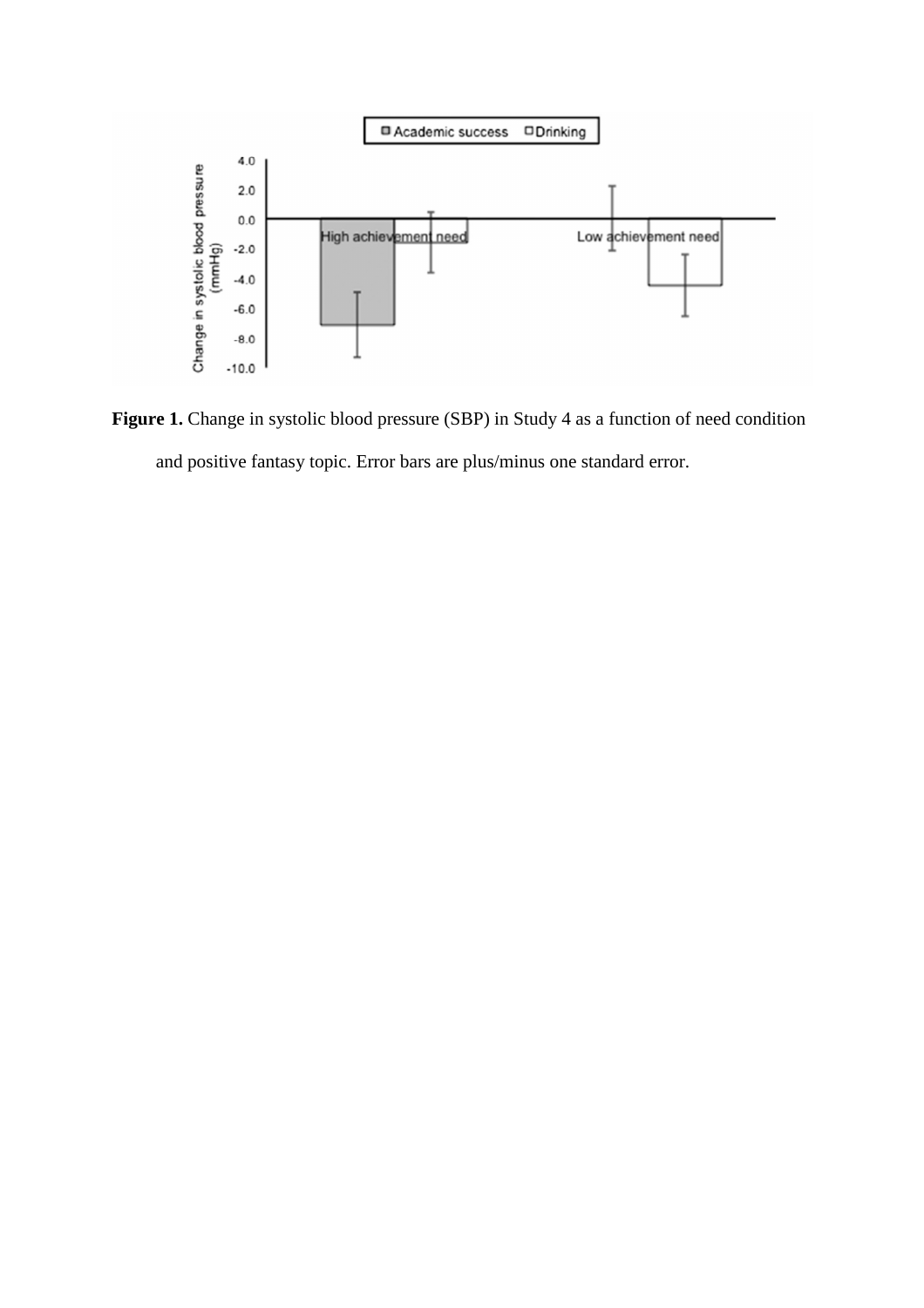Academic success
Drinking

Change in systolic blood pressure (mmHg)

4.0
2.0
0.0
-2.0
-4.0
-6.0
-8.0
-10.0

High achievement need

Low achievement need

**Figure 1.** Change in systolic blood pressure (SBP) in Study 4 as a function of need condition and positive fantasy topic. Error bars are plus/minus one standard error.